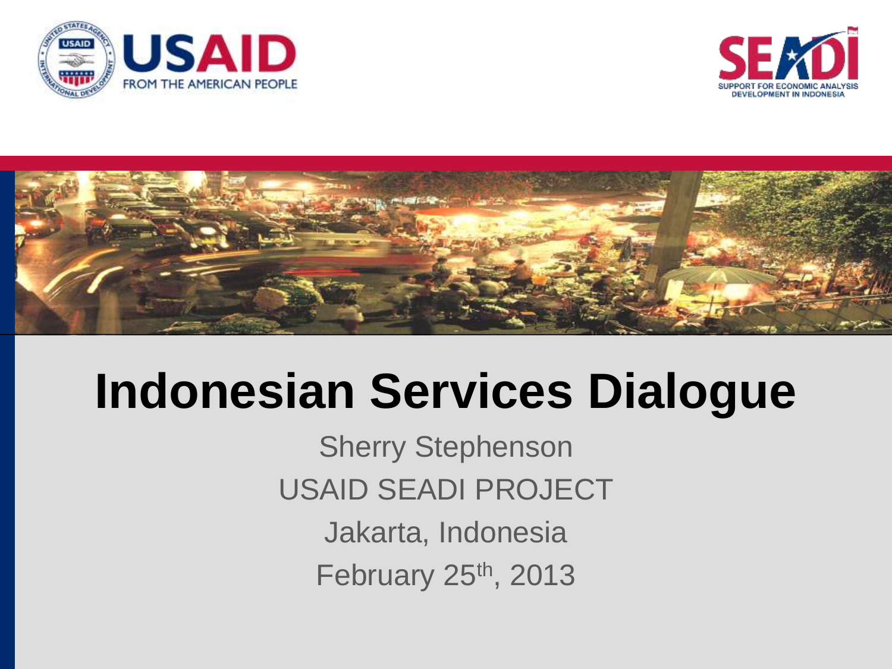# Indonesian Services Dialogue

Sherry Stephenson

USAID SEADI PROJECT

Jakarta, Indonesia

February 25th, 2013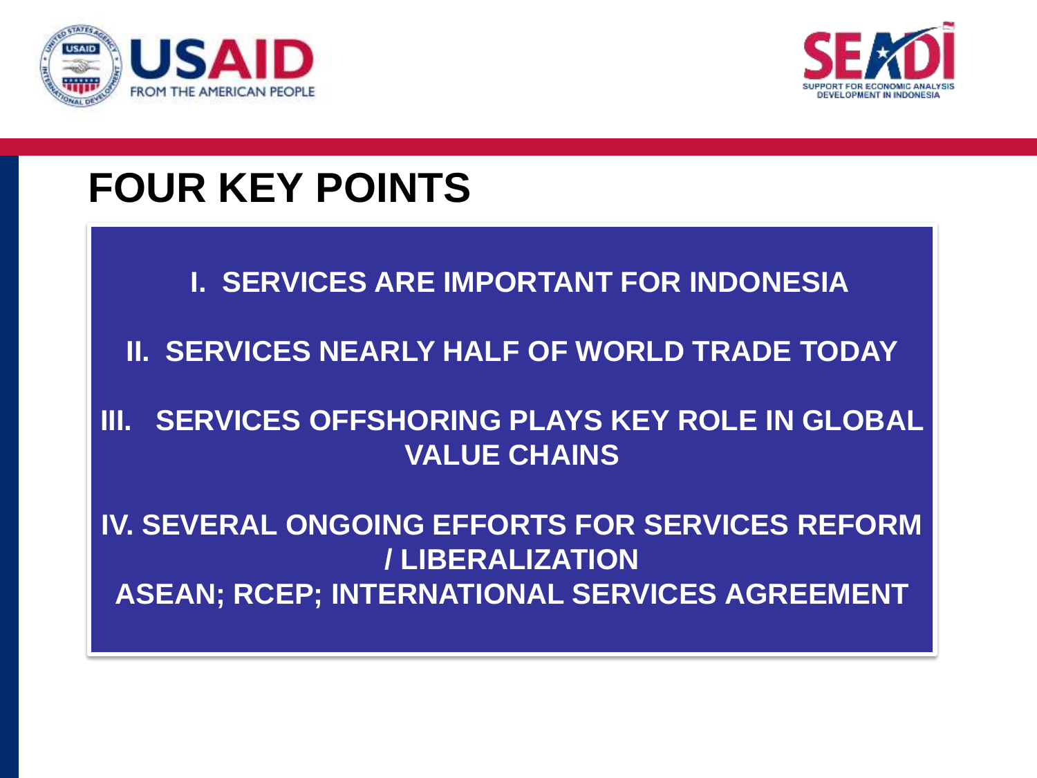# FOUR KEY POINTS

I. SERVICES ARE IMPORTANT FOR INDONESIA

II. SERVICES NEARLY HALF OF WORLD TRADE TODAY

III. SERVICES OFFSHORING PLAYS KEY ROLE IN GLOBAL VALUE CHAINS

IV. SEVERAL ONGOING EFFORTS FOR SERVICES REFORM / LIBERALIZATION
ASEAN; RCEP; INTERNATIONAL SERVICES AGREEMENT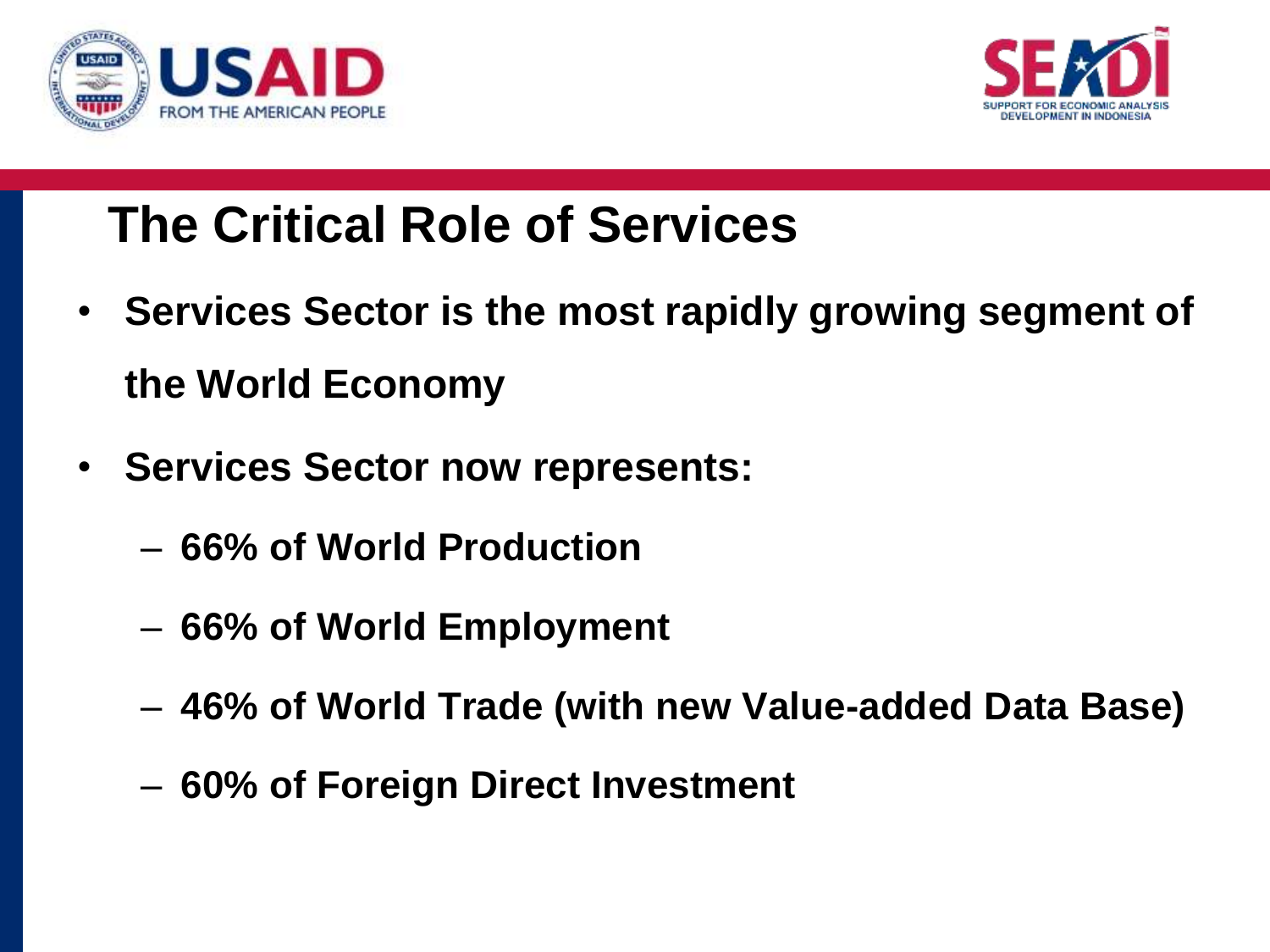# The Critical Role of Services

- **Services Sector is the most rapidly growing segment of the World Economy**
- **Services Sector now represents:**
  - **66% of World Production**
  - **66% of World Employment**
  - **46% of World Trade (with new Value-added Data Base)**
  - **60% of Foreign Direct Investment**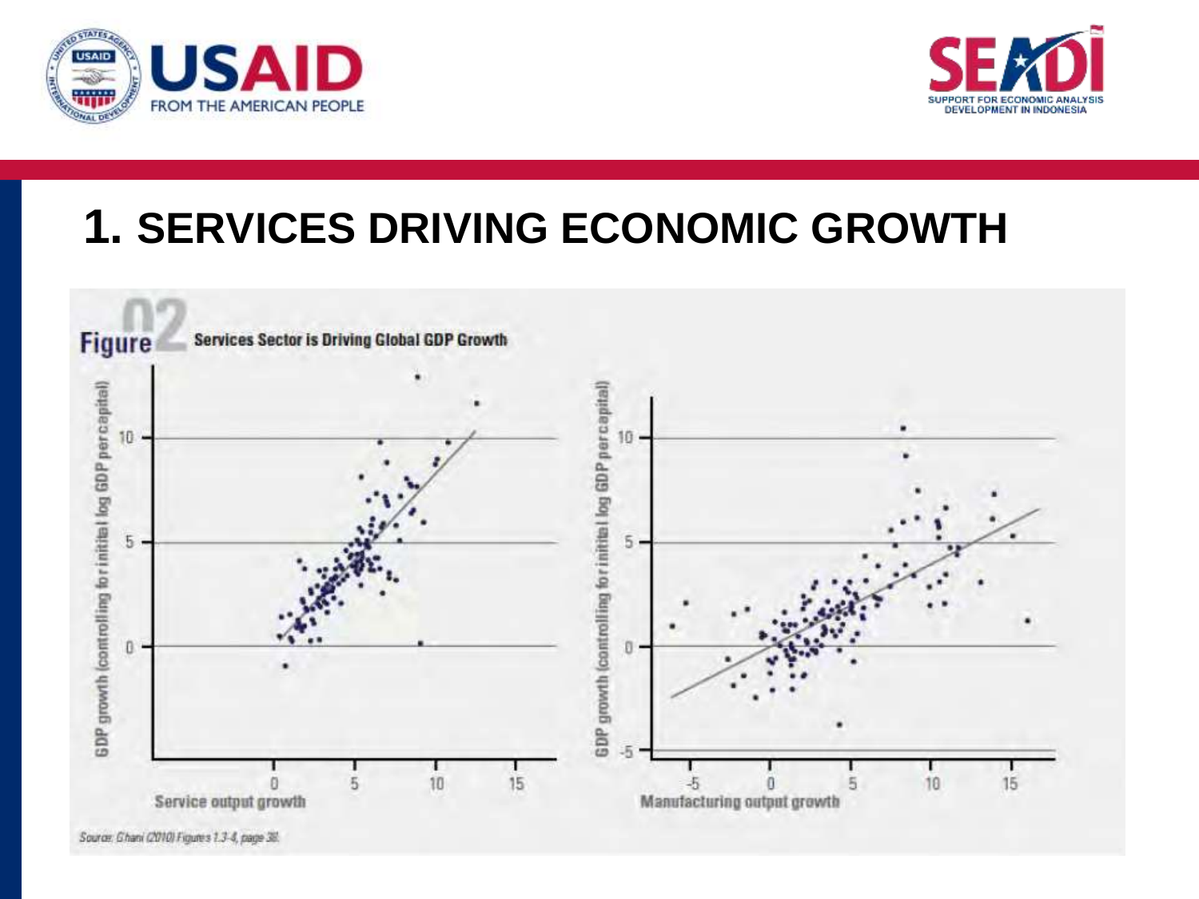# 1. SERVICES DRIVING ECONOMIC GROWTH

Figure 02 Services Sector is Driving Global GDP Growth

Source: Ghani (2010) Figures 1.3-4, page 38.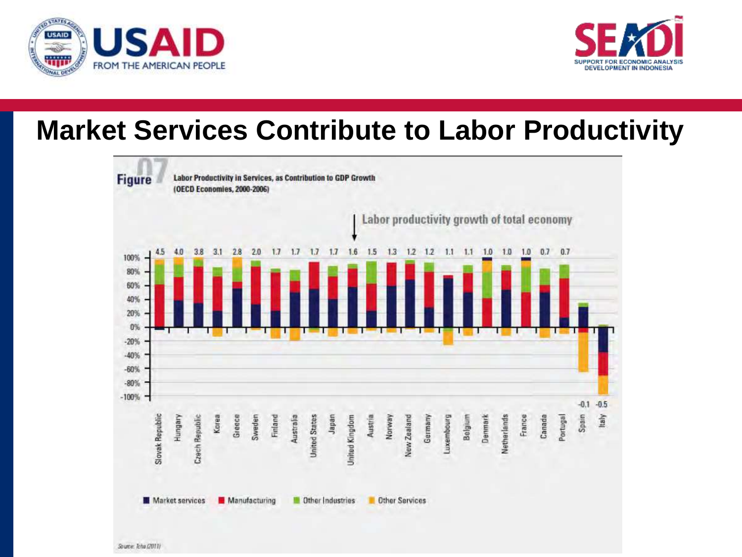# Market Services Contribute to Labor Productivity

**Figure 07** Labor Productivity in Services, as Contribution to GDP Growth (OECD Economies, 2000-2006)

Labor productivity growth of total economy

| Country | Labor productivity growth of total economy |
|---|---|
| Slovak Republic | 4.5 |
| Hungary | 4.0 |
| Czech Republic | 3.8 |
| Korea | 3.1 |
| Greece | 2.8 |
| Sweden | 2.0 |
| Finland | 1.7 |
| Australia | 1.7 |
| United States | 1.7 |
| Japan | 1.7 |
| United Kingdom | 1.6 |
| Austria | 1.5 |
| Norway | 1.3 |
| New Zealand | 1.2 |
| Germany | 1.2 |
| Luxembourg | 1.1 |
| Belgium | 1.1 |
| Denmark | 1.0 |
| Netherlands | 1.0 |
| France | 1.0 |
| Canada | 0.7 |
| Portugal | 0.7 |
| Spain | -0.1 |
| Italy | -0.5 |

Legend: Market services, Manufacturing, Other Industries, Other Services

Source: Teha (2011)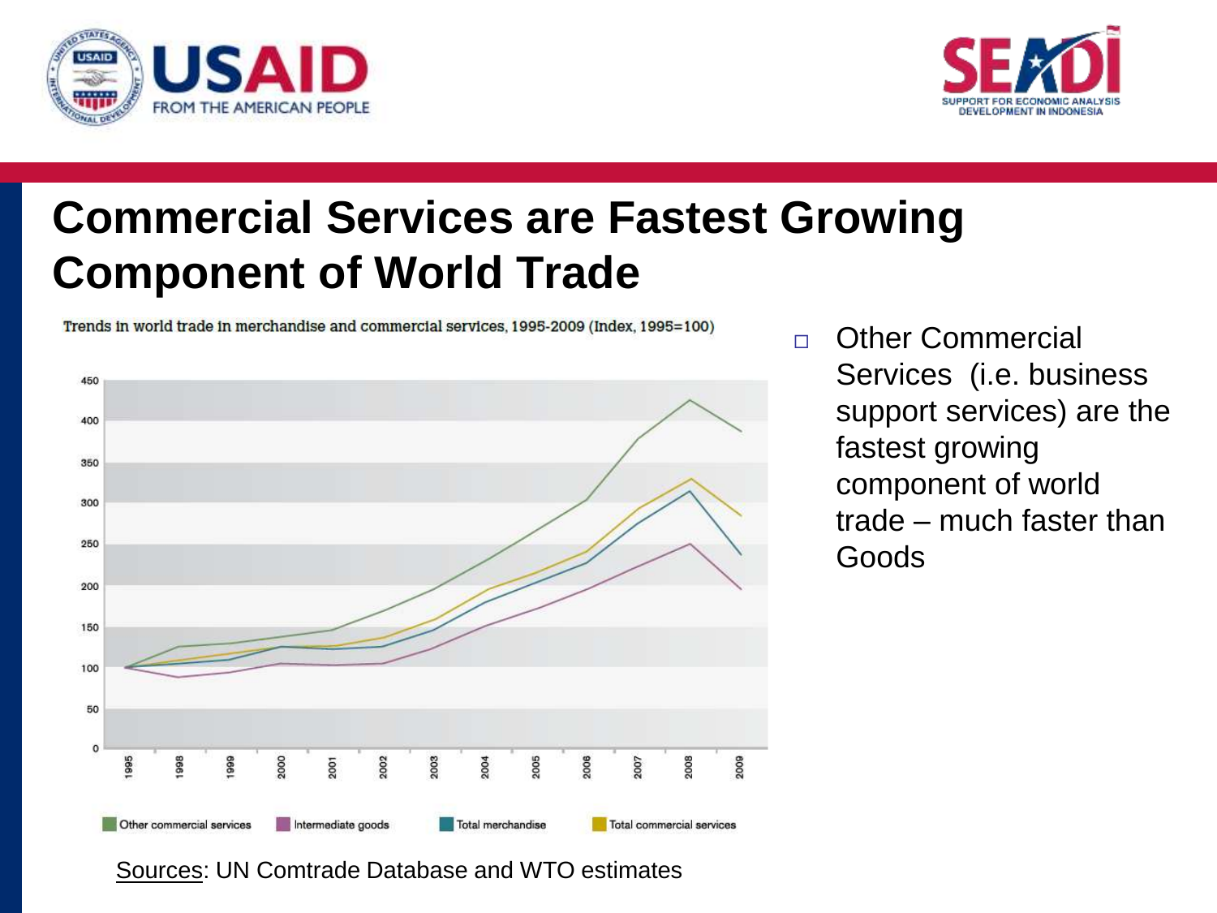# Commercial Services are Fastest Growing Component of World Trade

Trends in world trade in merchandise and commercial services, 1995-2009 (Index, 1995=100)

Sources: UN Comtrade Database and WTO estimates

- Other Commercial Services (i.e. business support services) are the fastest growing component of world trade – much faster than Goods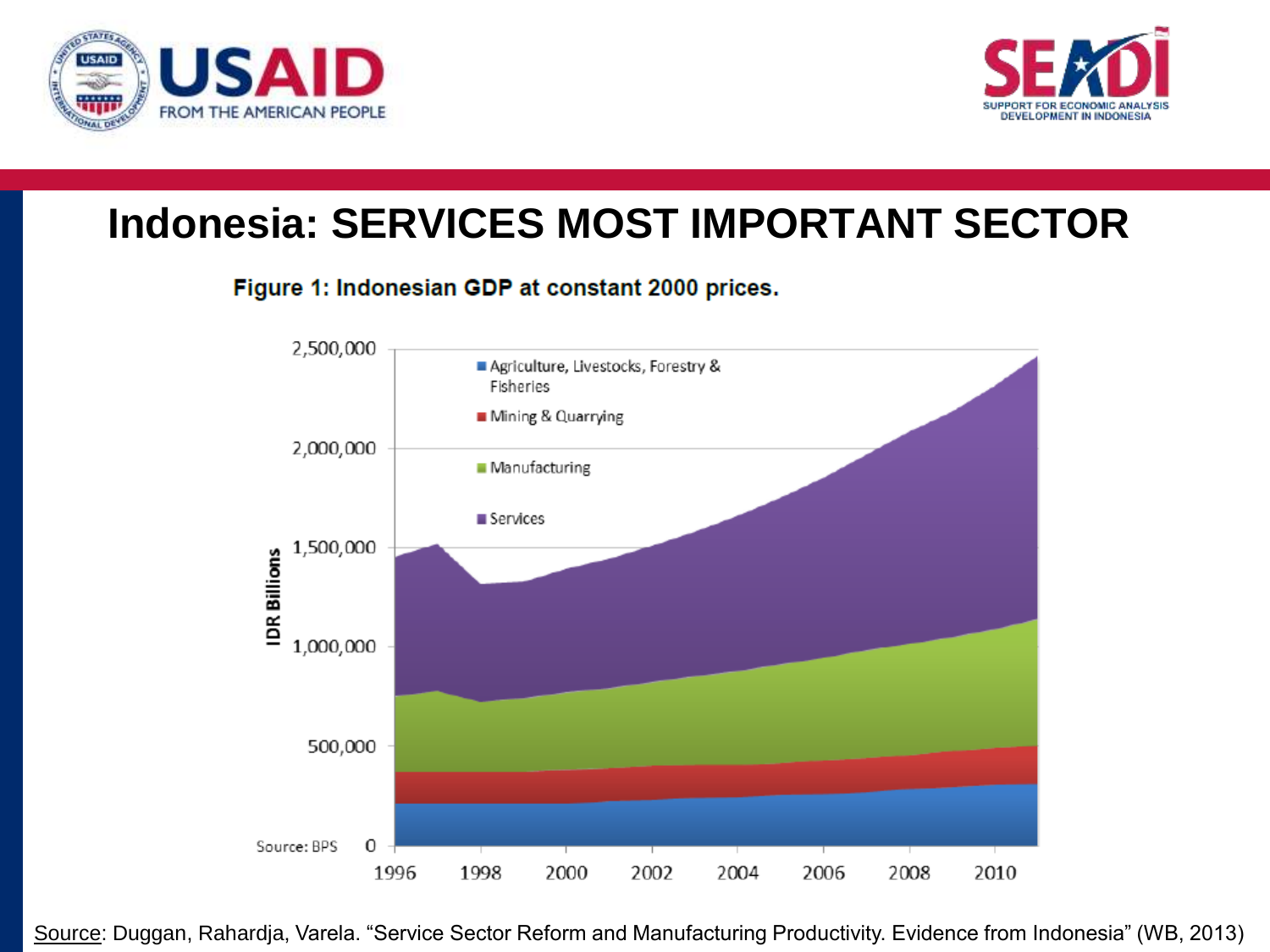# Indonesia: SERVICES MOST IMPORTANT SECTOR

**Figure 1: Indonesian GDP at constant 2000 prices.**

Source: BPS

Source: Duggan, Rahardja, Varela. "Service Sector Reform and Manufacturing Productivity. Evidence from Indonesia" (WB, 2013)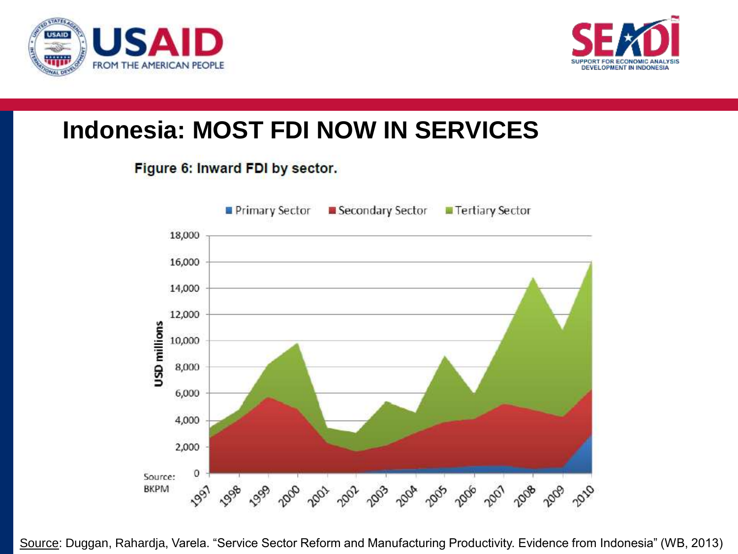# Indonesia: MOST FDI NOW IN SERVICES

**Figure 6: Inward FDI by sector.**

Primary Sector | Secondary Sector | Tertiary Sector

USD millions

Source: BKPM

Source: Duggan, Rahardja, Varela. "Service Sector Reform and Manufacturing Productivity. Evidence from Indonesia" (WB, 2013)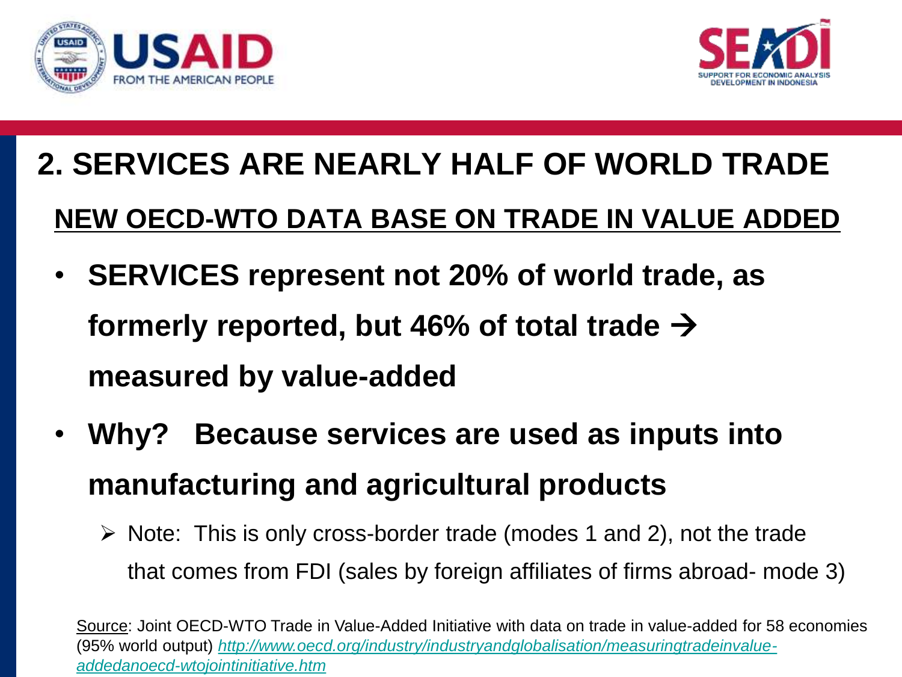## 2. SERVICES ARE NEARLY HALF OF WORLD TRADE

### NEW OECD-WTO DATA BASE ON TRADE IN VALUE ADDED

- **SERVICES represent not 20% of world trade, as formerly reported, but 46% of total trade → measured by value-added**
- **Why? Because services are used as inputs into manufacturing and agricultural products**
  - Note: This is only cross-border trade (modes 1 and 2), not the trade that comes from FDI (sales by foreign affiliates of firms abroad- mode 3)

Source: Joint OECD-WTO Trade in Value-Added Initiative with data on trade in value-added for 58 economies (95% world output) *http://www.oecd.org/industry/industryandglobalisation/measuringtradeinvalue-addedanoecd-wtojointinitiative.htm*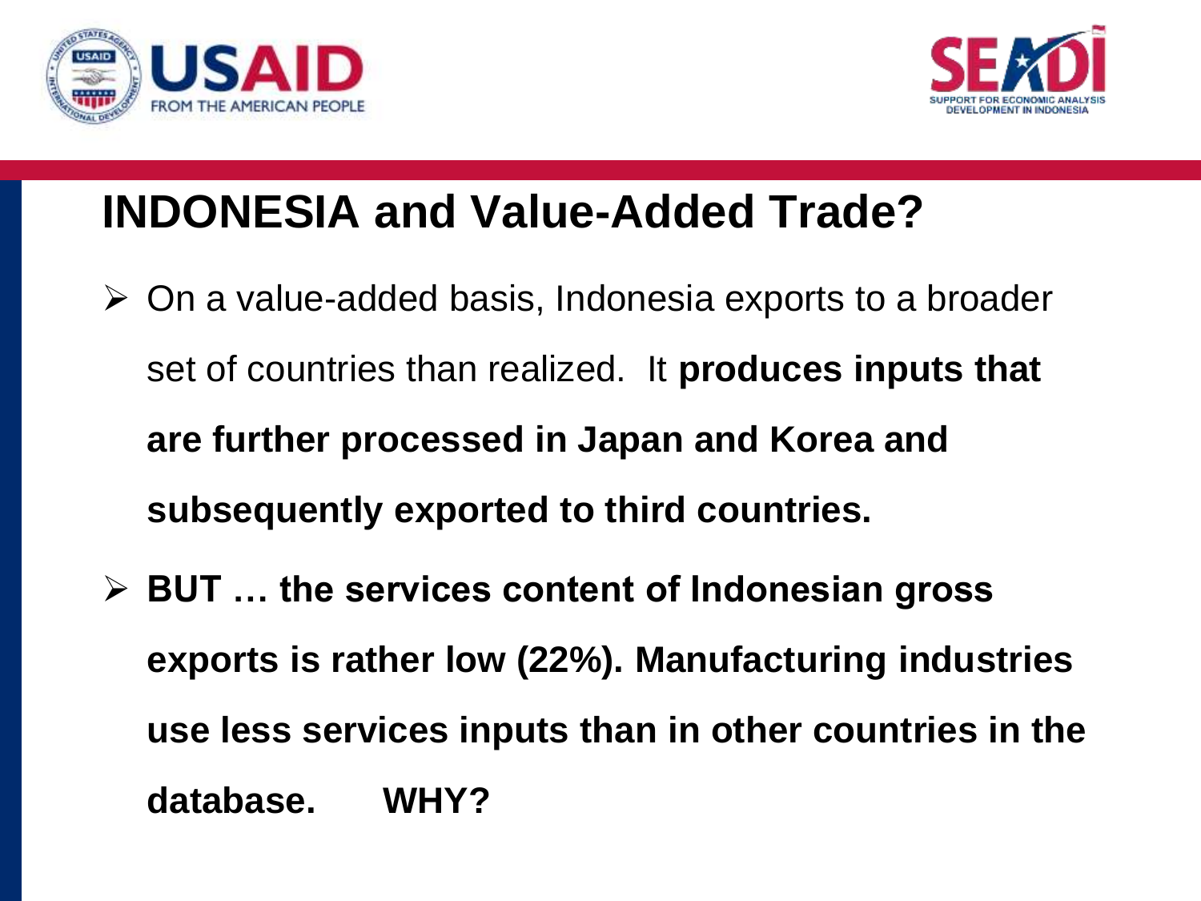# INDONESIA and Value-Added Trade?

- On a value-added basis, Indonesia exports to a broader set of countries than realized. It **produces inputs that are further processed in Japan and Korea and subsequently exported to third countries.**
- **BUT … the services content of Indonesian gross exports is rather low (22%). Manufacturing industries use less services inputs than in other countries in the database. WHY?**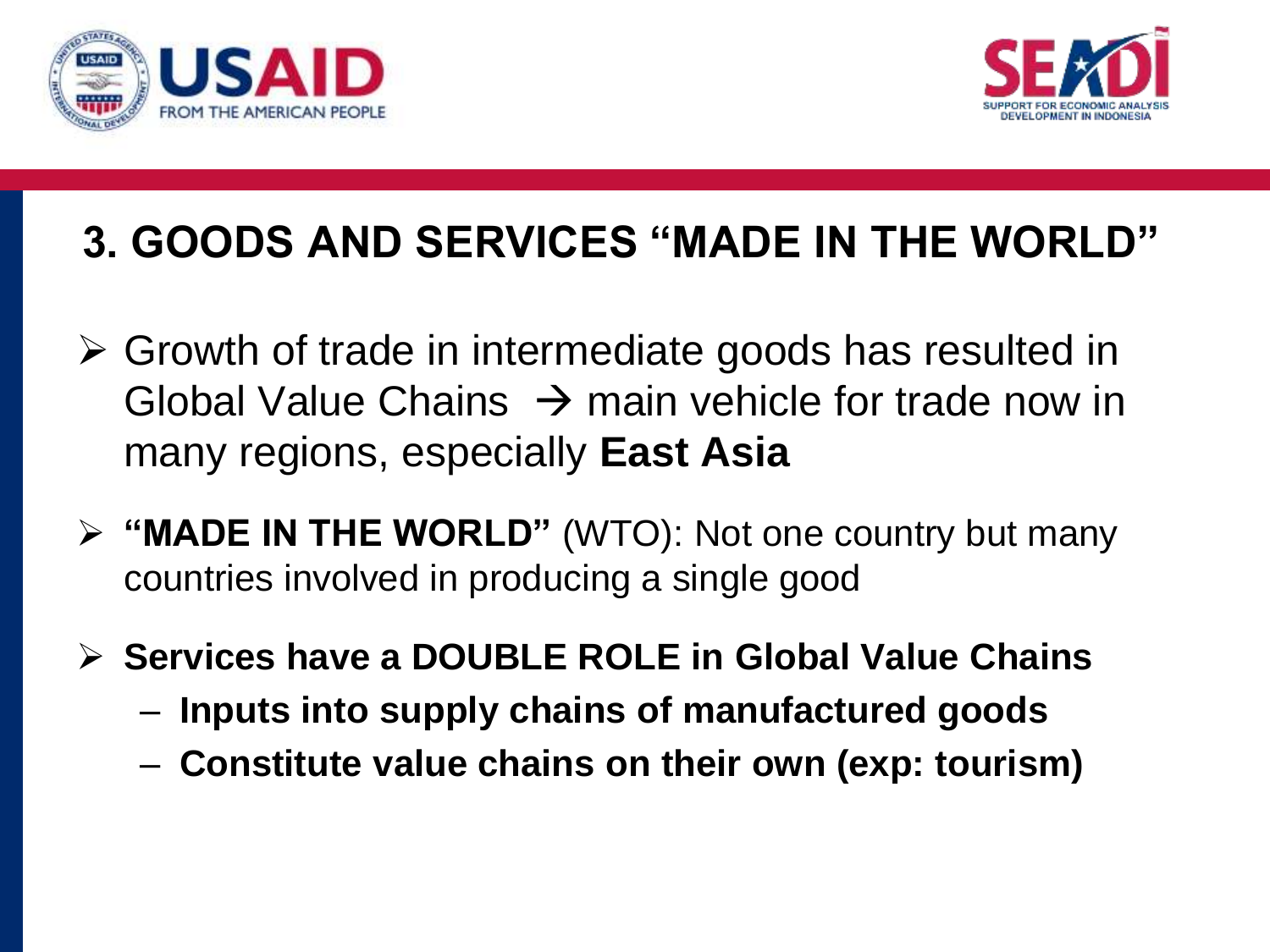# 3. GOODS AND SERVICES "MADE IN THE WORLD"

- Growth of trade in intermediate goods has resulted in Global Value Chains → main vehicle for trade now in many regions, especially **East Asia**
- **"MADE IN THE WORLD"** (WTO): Not one country but many countries involved in producing a single good
- **Services have a DOUBLE ROLE in Global Value Chains**
  - **Inputs into supply chains of manufactured goods**
  - **Constitute value chains on their own (exp: tourism)**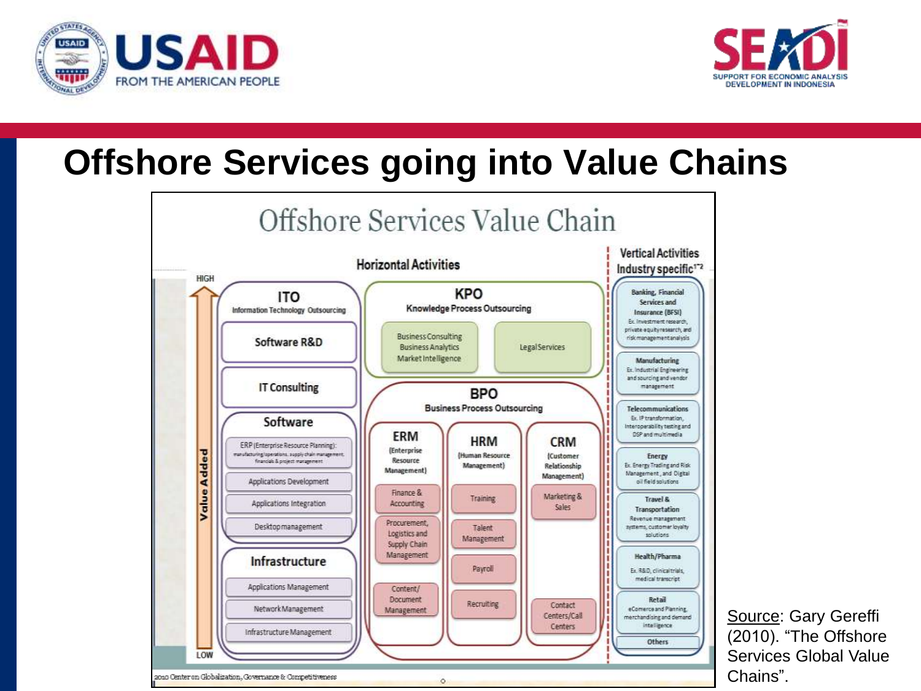# Offshore Services going into Value Chains

## Offshore Services Value Chain

**Horizontal Activities**

HIGH ↑ Value Added ↓ LOW

**ITO** — Information Technology Outsourcing
- Software R&D
- IT Consulting
- **Software**
  - ERP (Enterprise Resource Planning): manufacturing/operations, supply chain management, financials & project management
  - Applications Development
  - Applications Integration
  - Desktop management
- **Infrastructure**
  - Applications Management
  - Network Management
  - Infrastructure Management

**KPO** — Knowledge Process Outsourcing
- Business Consulting, Business Analytics, Market Intelligence
- Legal Services

**BPO** — Business Process Outsourcing
- **ERM** (Enterprise Resource Management)
  - Finance & Accounting
  - Procurement, Logistics and Supply Chain Management
  - Content/Document Management
- **HRM** (Human Resource Management)
  - Training
  - Talent Management
  - Payroll
  - Recruiting
- **CRM** (Customer Relationship Management)
  - Marketing & Sales
  - Contact Centers/Call Centers

**Vertical Activities — Industry specific[1,2]**
- **Banking, Financial Services and Insurance (BFSI)** — Ex. Investment research, private equity research, and risk management analysis
- **Manufacturing** — Ex. Industrial Engineering and sourcing and vendor management
- **Telecommunications** — Ex. IP transformation, Interoperability testing and DSP and multimedia
- **Energy** — Ex. Energy Trading and Risk Management, and Digital oil field solutions
- **Travel & Transportation** — Revenue management systems, customer loyalty solutions
- **Health/Pharma** — Ex. R&D, clinical trials, medical transcript
- **Retail** — eCommerce and Planning, merchandising and demand intelligence
- **Others**

2010 Center on Globalization, Governance & Competitiveness

Source: Gary Gereffi (2010). "The Offshore Services Global Value Chains".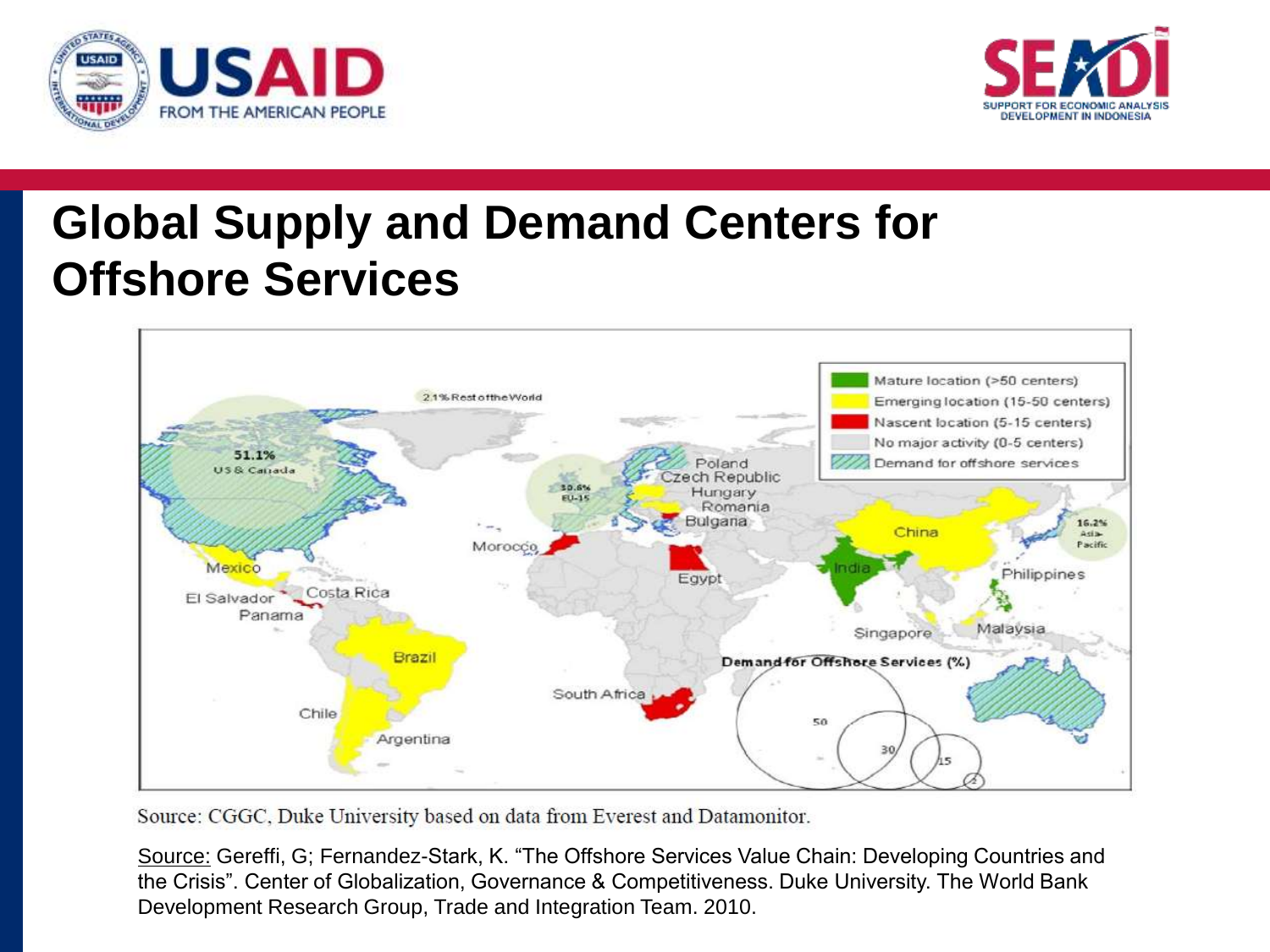# Global Supply and Demand Centers for Offshore Services

Source: CGGC, Duke University based on data from Everest and Datamonitor.

Source: Gereffi, G; Fernandez-Stark, K. "The Offshore Services Value Chain: Developing Countries and the Crisis". Center of Globalization, Governance & Competitiveness. Duke University. The World Bank Development Research Group, Trade and Integration Team. 2010.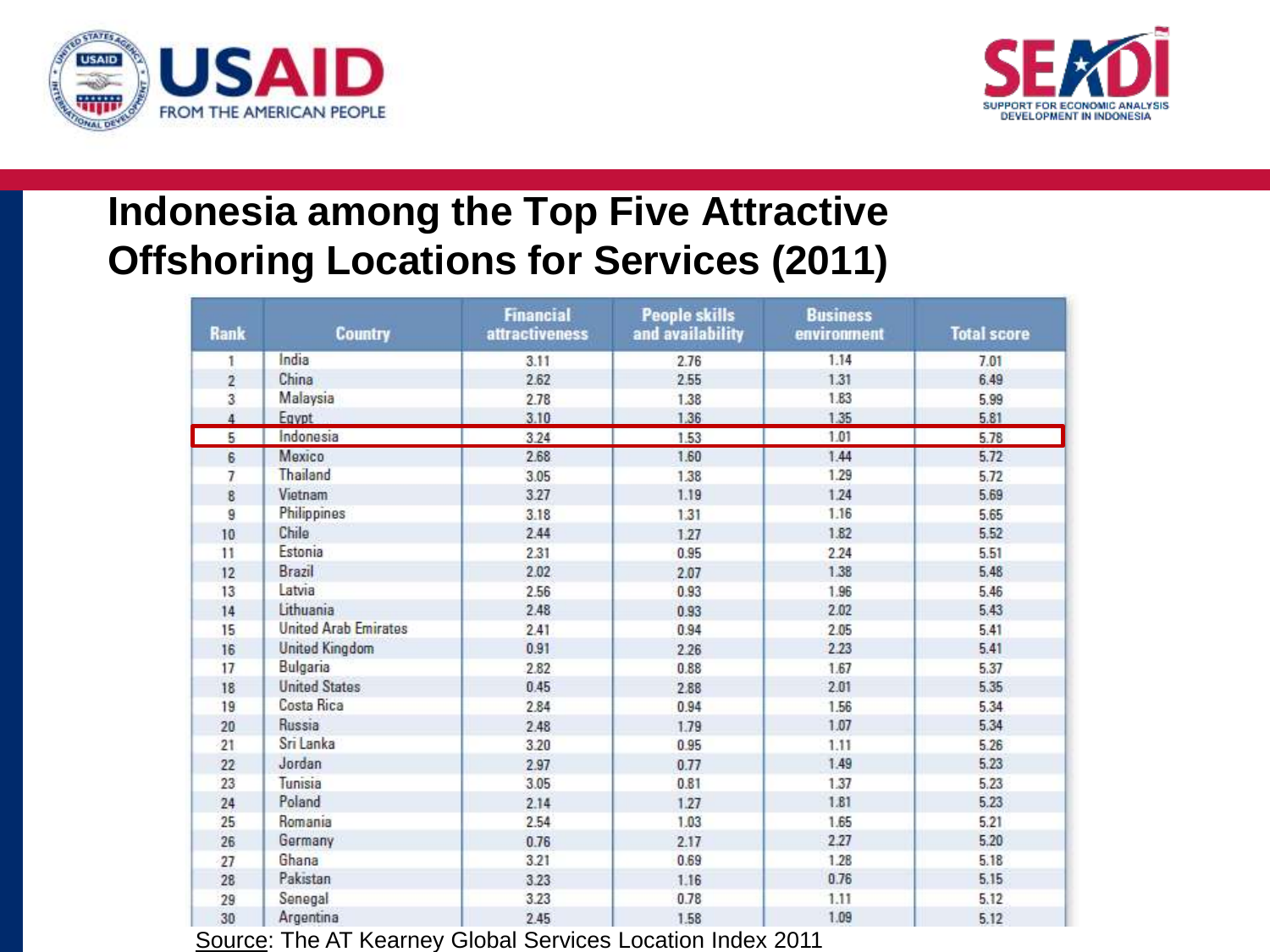## Indonesia among the Top Five Attractive Offshoring Locations for Services (2011)

| Rank | Country | Financial attractiveness | People skills and availability | Business environment | Total score |
|---|---|---|---|---|---|
| 1 | India | 3.11 | 2.76 | 1.14 | 7.01 |
| 2 | China | 2.62 | 2.55 | 1.31 | 6.49 |
| 3 | Malaysia | 2.78 | 1.38 | 1.83 | 5.99 |
| 4 | Egypt | 3.10 | 1.36 | 1.35 | 5.81 |
| 5 | Indonesia | 3.24 | 1.53 | 1.01 | 5.78 |
| 6 | Mexico | 2.68 | 1.60 | 1.44 | 5.72 |
| 7 | Thailand | 3.05 | 1.38 | 1.29 | 5.72 |
| 8 | Vietnam | 3.27 | 1.19 | 1.24 | 5.69 |
| 9 | Philippines | 3.18 | 1.31 | 1.16 | 5.65 |
| 10 | Chile | 2.44 | 1.27 | 1.82 | 5.52 |
| 11 | Estonia | 2.31 | 0.95 | 2.24 | 5.51 |
| 12 | Brazil | 2.02 | 2.07 | 1.38 | 5.48 |
| 13 | Latvia | 2.56 | 0.93 | 1.96 | 5.46 |
| 14 | Lithuania | 2.48 | 0.93 | 2.02 | 5.43 |
| 15 | United Arab Emirates | 2.41 | 0.94 | 2.05 | 5.41 |
| 16 | United Kingdom | 0.91 | 2.26 | 2.23 | 5.41 |
| 17 | Bulgaria | 2.82 | 0.88 | 1.67 | 5.37 |
| 18 | United States | 0.45 | 2.88 | 2.01 | 5.35 |
| 19 | Costa Rica | 2.84 | 0.94 | 1.56 | 5.34 |
| 20 | Russia | 2.48 | 1.79 | 1.07 | 5.34 |
| 21 | Sri Lanka | 3.20 | 0.95 | 1.11 | 5.26 |
| 22 | Jordan | 2.97 | 0.77 | 1.49 | 5.23 |
| 23 | Tunisia | 3.05 | 0.81 | 1.37 | 5.23 |
| 24 | Poland | 2.14 | 1.27 | 1.81 | 5.23 |
| 25 | Romania | 2.54 | 1.03 | 1.65 | 5.21 |
| 26 | Germany | 0.76 | 2.17 | 2.27 | 5.20 |
| 27 | Ghana | 3.21 | 0.69 | 1.28 | 5.18 |
| 28 | Pakistan | 3.23 | 1.16 | 0.76 | 5.15 |
| 29 | Senegal | 3.23 | 0.78 | 1.11 | 5.12 |
| 30 | Argentina | 2.45 | 1.58 | 1.09 | 5.12 |

Source: The AT Kearney Global Services Location Index 2011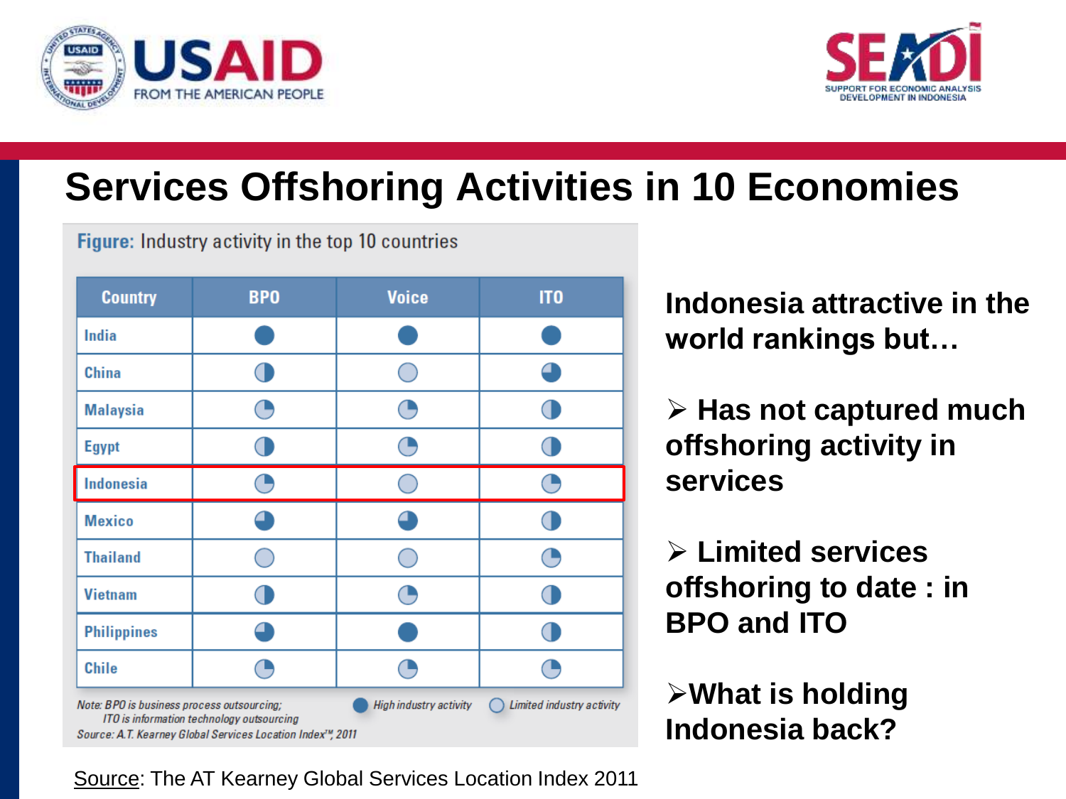# Services Offshoring Activities in 10 Economies

**Figure:** Industry activity in the top 10 countries

| Country | BPO | Voice | ITO |
|---|---|---|---|
| India | ● | ● | ● |
| China | ◑ | ○ | ◕ |
| Malaysia | ◔ | ◔ | ◑ |
| Egypt | ◑ | ◔ | ◑ |
| Indonesia | ◔ | ○ | ◔ |
| Mexico | ◕ | ◕ | ◑ |
| Thailand | ○ | ○ | ◔ |
| Vietnam | ◑ | ◔ | ◑ |
| Philippines | ◕ | ● | ◑ |
| Chile | ◔ | ◔ | ◔ |

*Note: BPO is business process outsourcing; ITO is information technology outsourcing*

● *High industry activity* ○ *Limited industry activity*

*Source: A.T. Kearney Global Services Location Index™, 2011*

**Indonesia attractive in the world rankings but…**

- **Has not captured much offshoring activity in services**
- **Limited services offshoring to date : in BPO and ITO**
- **What is holding Indonesia back?**

Source: The AT Kearney Global Services Location Index 2011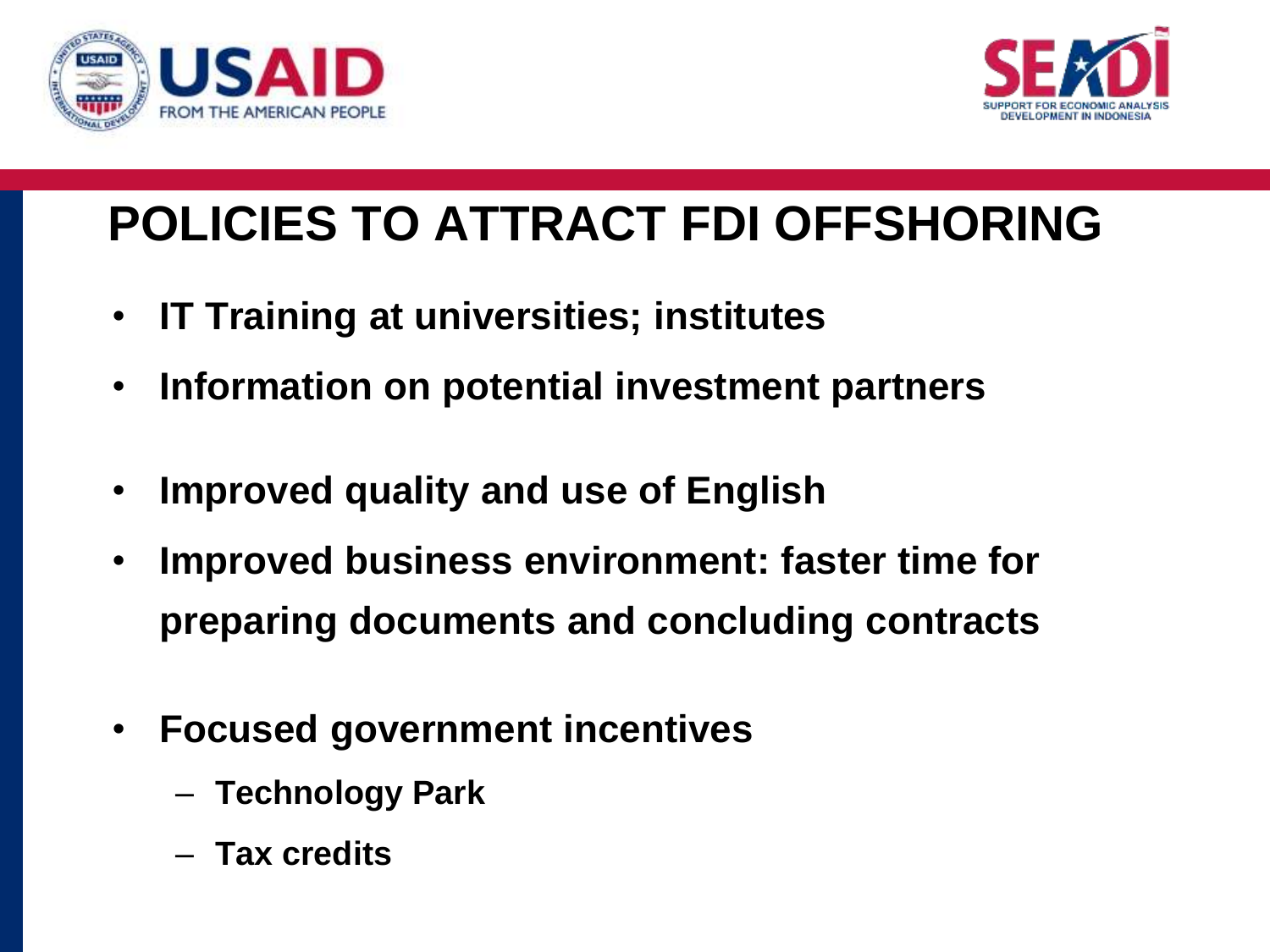# POLICIES TO ATTRACT FDI OFFSHORING

- **IT Training at universities; institutes**
- **Information on potential investment partners**
- **Improved quality and use of English**
- **Improved business environment: faster time for preparing documents and concluding contracts**
- **Focused government incentives**
  - **Technology Park**
  - **Tax credits**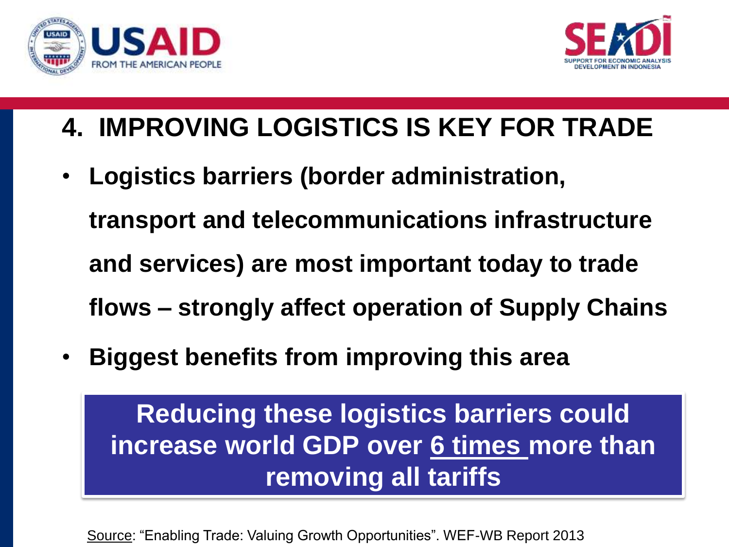## 4. IMPROVING LOGISTICS IS KEY FOR TRADE

- **Logistics barriers (border administration, transport and telecommunications infrastructure and services) are most important today to trade flows – strongly affect operation of Supply Chains**
- **Biggest benefits from improving this area**

**Reducing these logistics barriers could increase world GDP over 6 times more than removing all tariffs**

Source: "Enabling Trade: Valuing Growth Opportunities". WEF-WB Report 2013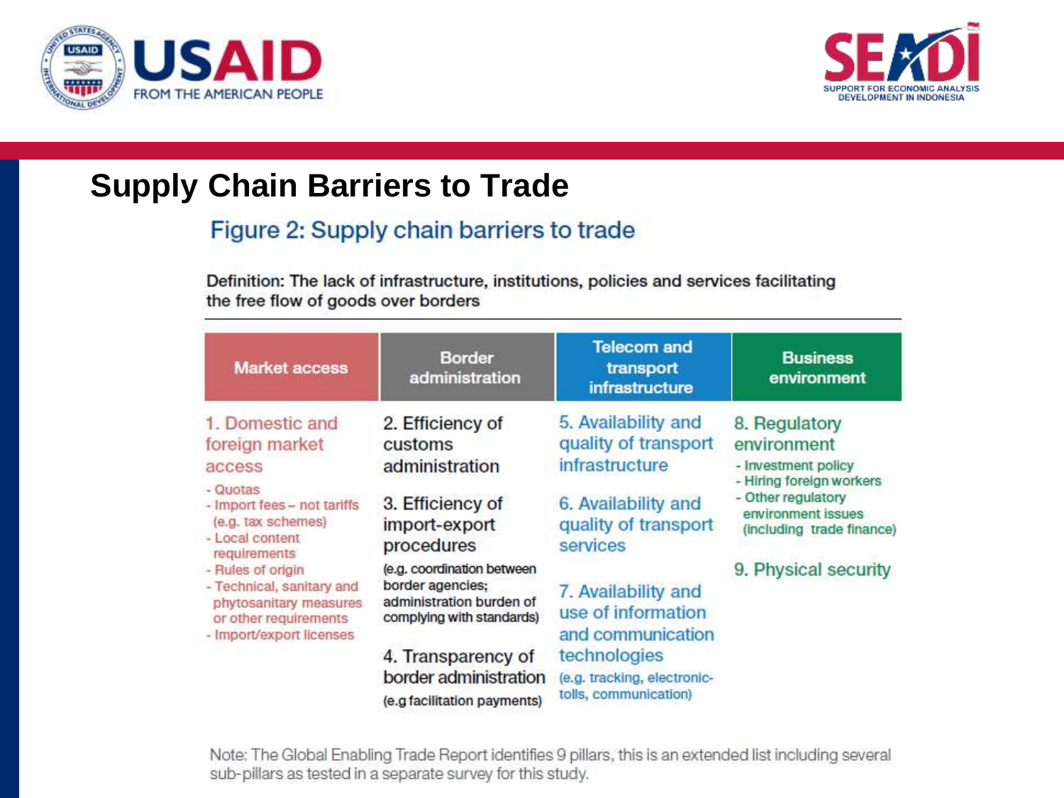# Supply Chain Barriers to Trade

## Figure 2: Supply chain barriers to trade

Definition: The lack of infrastructure, institutions, policies and services facilitating the free flow of goods over borders

| Market access | Border administration | Telecom and transport infrastructure | Business environment |
|---|---|---|---|
| 1. Domestic and foreign market access<br>- Quotas<br>- Import fees – not tariffs (e.g. tax schemes)<br>- Local content requirements<br>- Rules of origin<br>- Technical, sanitary and phytosanitary measures or other requirements<br>- Import/export licenses | 2. Efficiency of customs administration<br><br>3. Efficiency of import-export procedures<br>(e.g. coordination between border agencies; administration burden of complying with standards)<br><br>4. Transparency of border administration<br>(e.g facilitation payments) | 5. Availability and quality of transport infrastructure<br><br>6. Availability and quality of transport services<br><br>7. Availability and use of information and communication technologies<br>(e.g. tracking, electronic-tolls, communication) | 8. Regulatory environment<br>- Investment policy<br>- Hiring foreign workers<br>- Other regulatory environment issues (including trade finance)<br><br>9. Physical security |

Note: The Global Enabling Trade Report identifies 9 pillars, this is an extended list including several sub-pillars as tested in a separate survey for this study.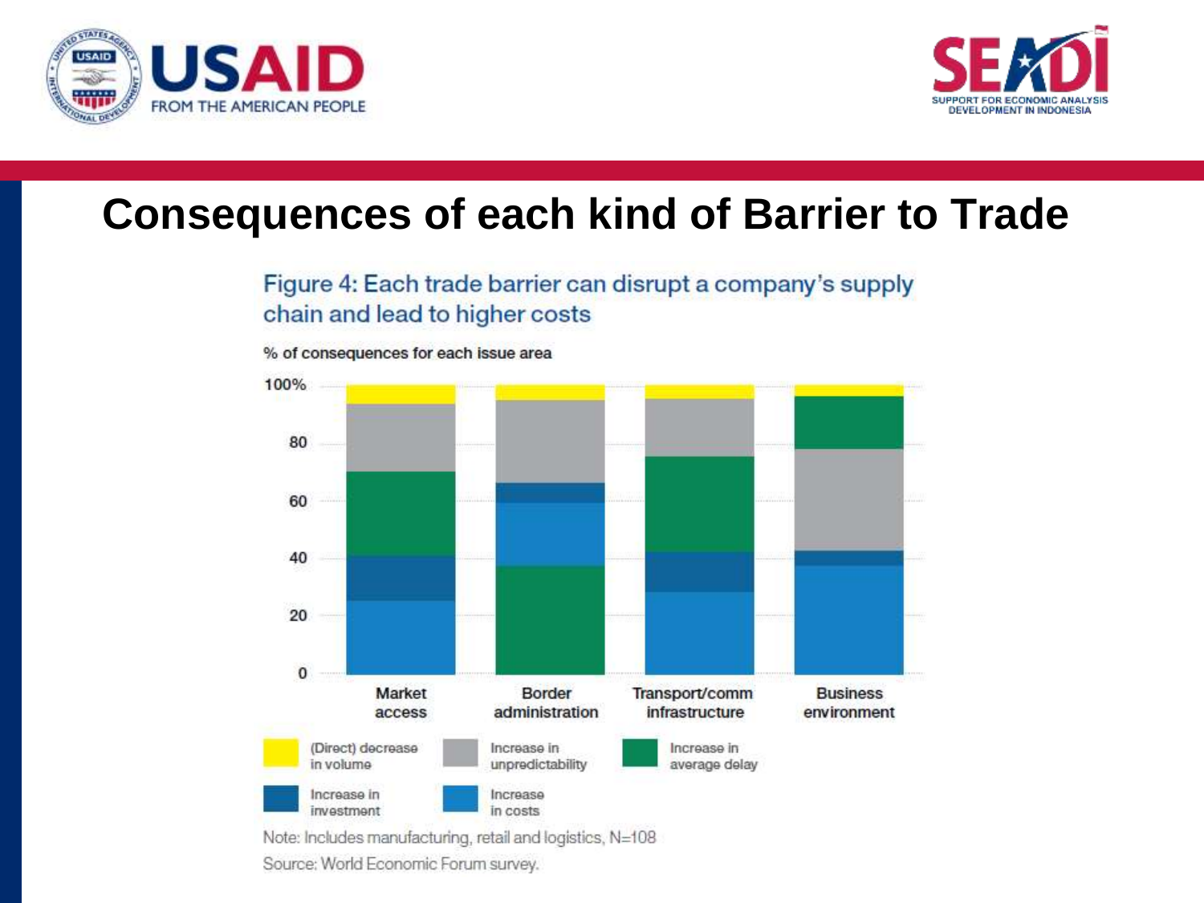# Consequences of each kind of Barrier to Trade

Figure 4: Each trade barrier can disrupt a company's supply chain and lead to higher costs

% of consequences for each issue area

Note: Includes manufacturing, retail and logistics, N=108

Source: World Economic Forum survey.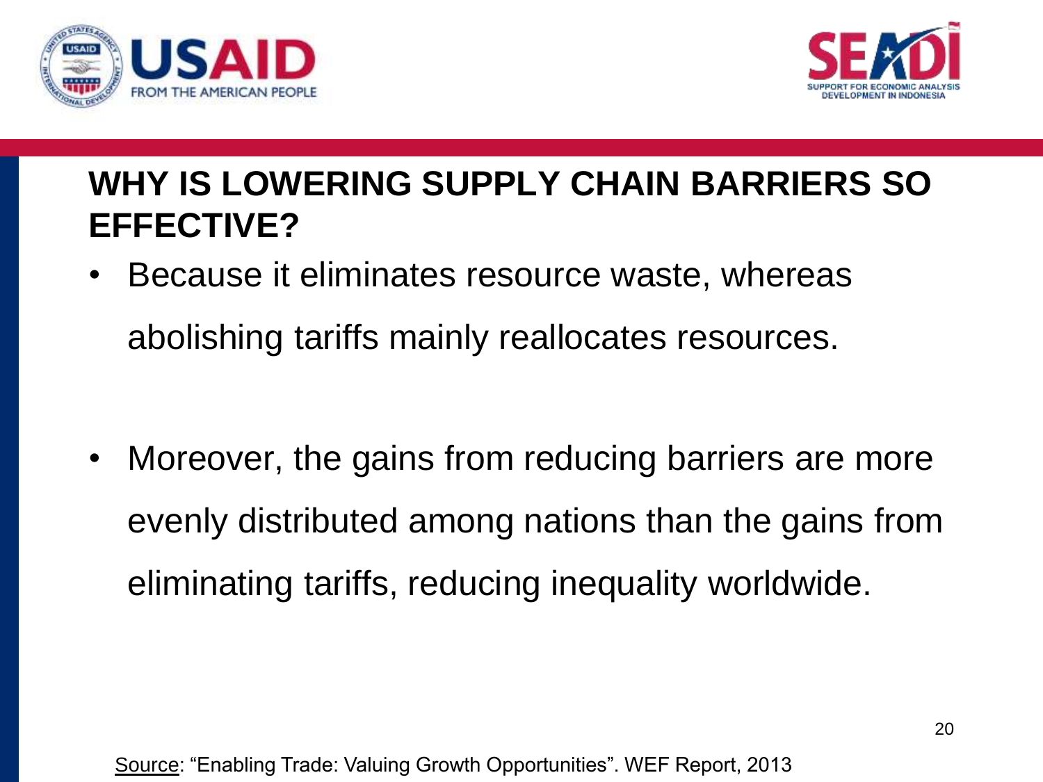## WHY IS LOWERING SUPPLY CHAIN BARRIERS SO EFFECTIVE?

- Because it eliminates resource waste, whereas abolishing tariffs mainly reallocates resources.

- Moreover, the gains from reducing barriers are more evenly distributed among nations than the gains from eliminating tariffs, reducing inequality worldwide.

Source: "Enabling Trade: Valuing Growth Opportunities". WEF Report, 2013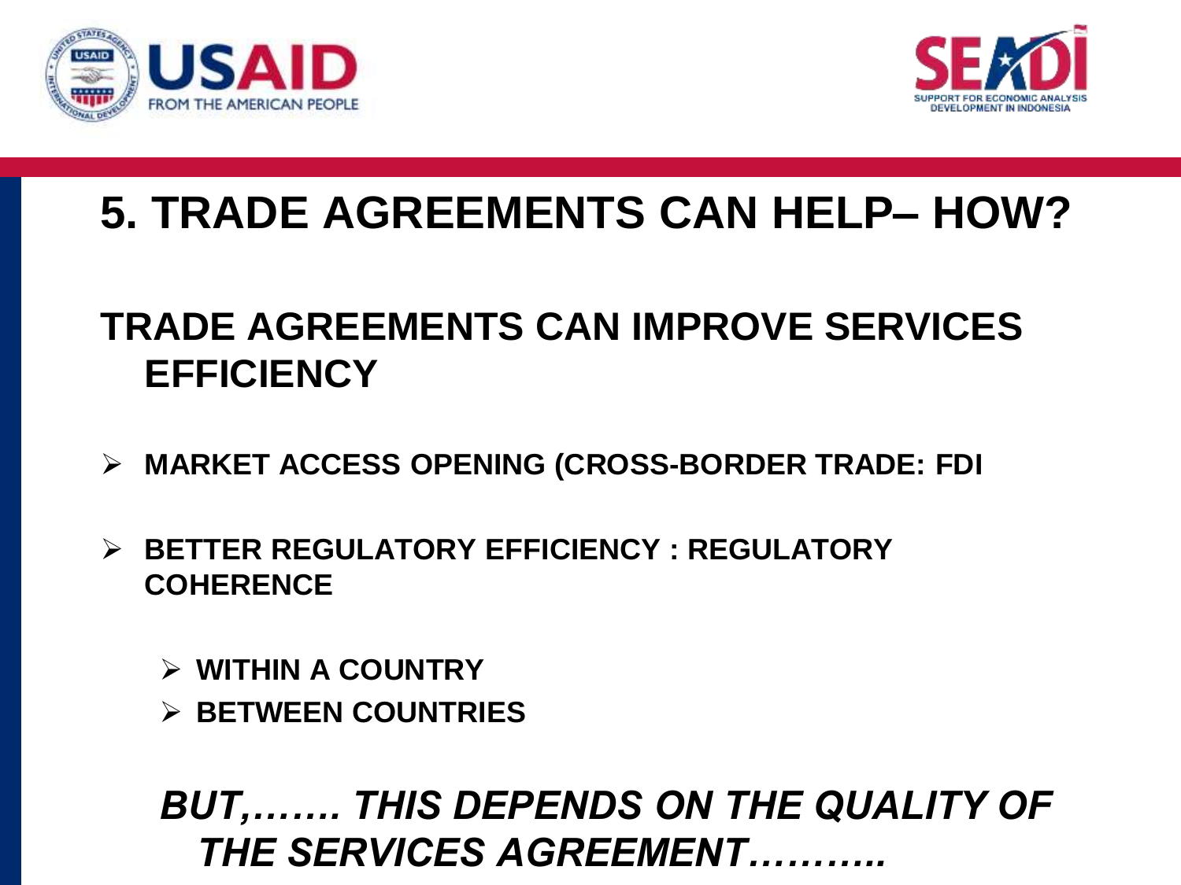# 5. TRADE AGREEMENTS CAN HELP– HOW?

## TRADE AGREEMENTS CAN IMPROVE SERVICES EFFICIENCY

- **MARKET ACCESS OPENING (CROSS-BORDER TRADE: FDI**
- **BETTER REGULATORY EFFICIENCY : REGULATORY COHERENCE**
  - **WITHIN A COUNTRY**
  - **BETWEEN COUNTRIES**

***BUT,……. THIS DEPENDS ON THE QUALITY OF THE SERVICES AGREEMENT……….***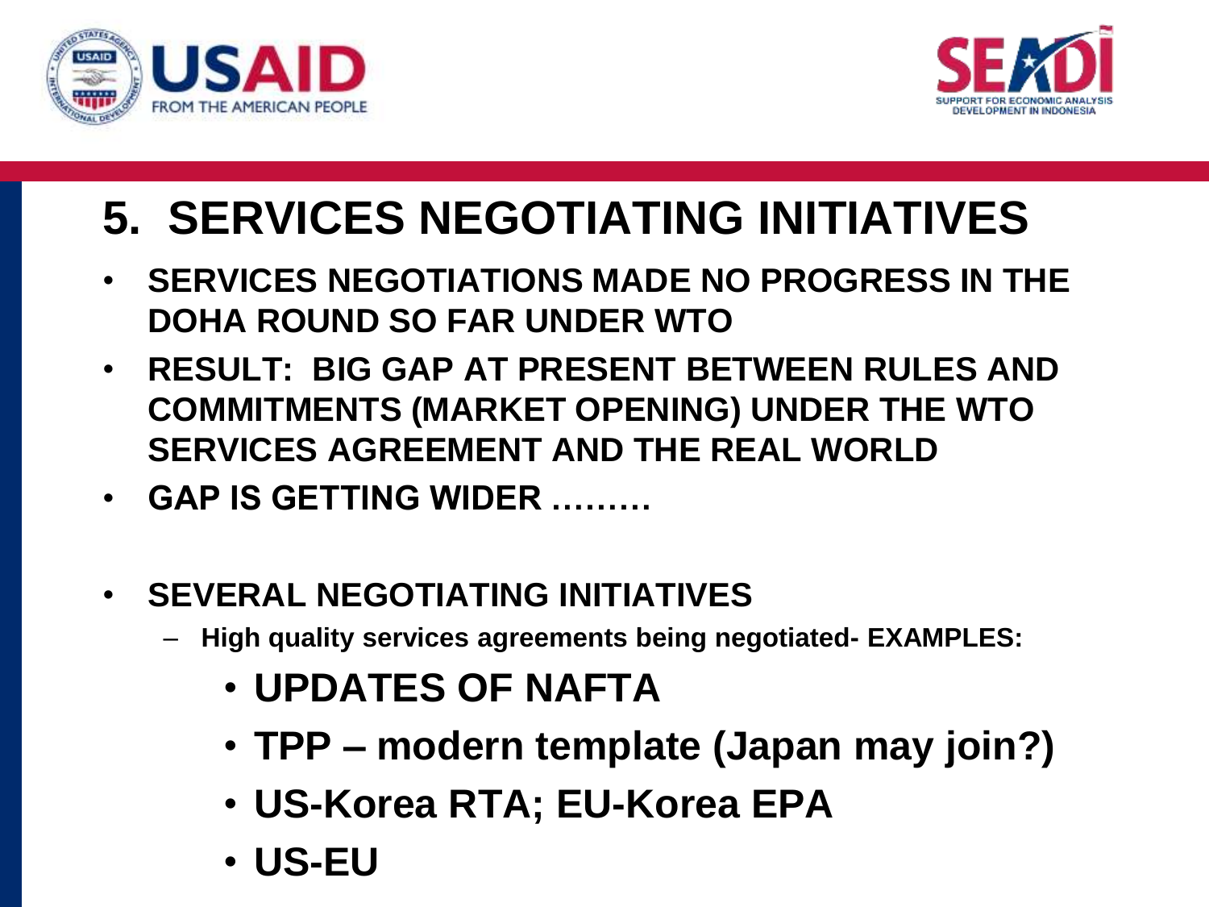# 5. SERVICES NEGOTIATING INITIATIVES

- **SERVICES NEGOTIATIONS MADE NO PROGRESS IN THE DOHA ROUND SO FAR UNDER WTO**
- **RESULT: BIG GAP AT PRESENT BETWEEN RULES AND COMMITMENTS (MARKET OPENING) UNDER THE WTO SERVICES AGREEMENT AND THE REAL WORLD**
- **GAP IS GETTING WIDER ………**

- **SEVERAL NEGOTIATING INITIATIVES**
  - **High quality services agreements being negotiated- EXAMPLES:**
    - **UPDATES OF NAFTA**
    - **TPP – modern template (Japan may join?)**
    - **US-Korea RTA; EU-Korea EPA**
    - **US-EU**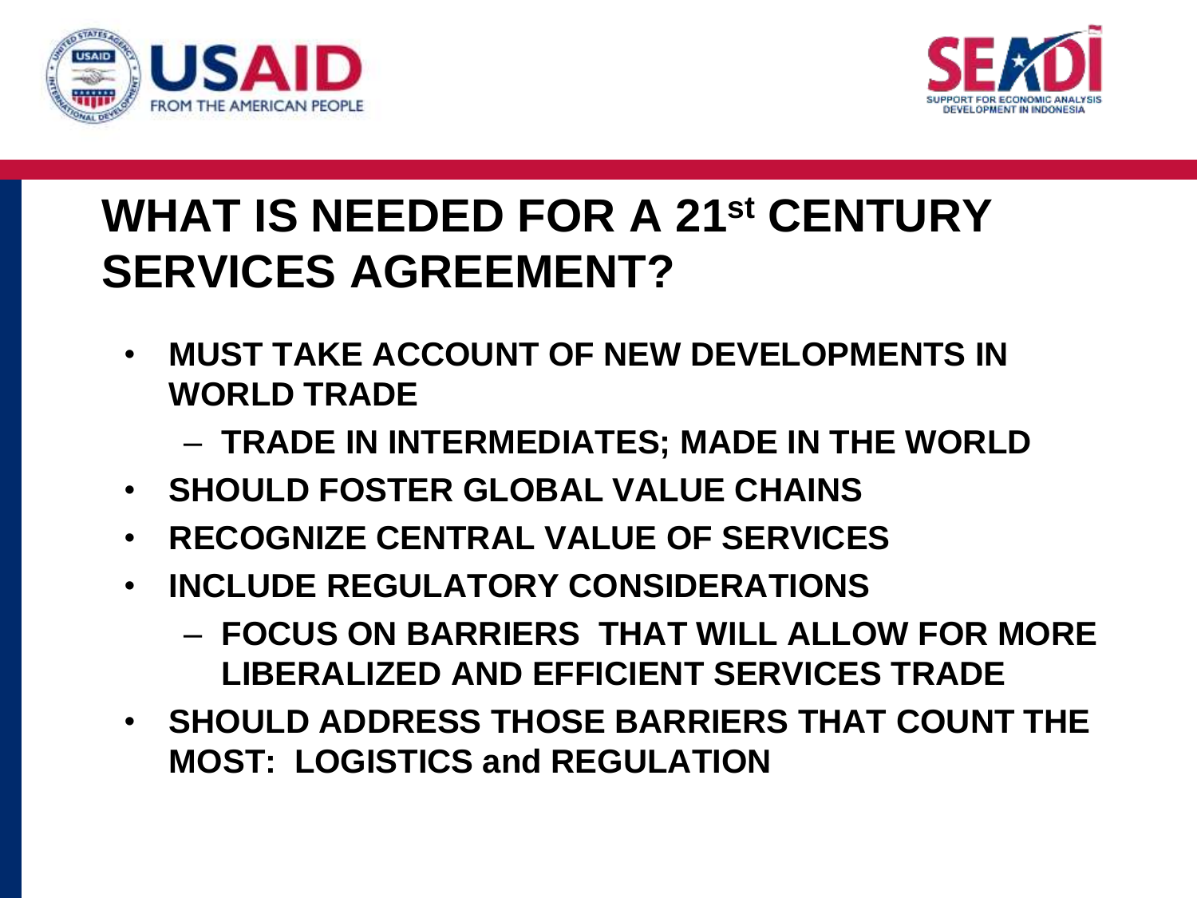# WHAT IS NEEDED FOR A 21st CENTURY SERVICES AGREEMENT?

- **MUST TAKE ACCOUNT OF NEW DEVELOPMENTS IN WORLD TRADE**
  - **TRADE IN INTERMEDIATES; MADE IN THE WORLD**
- **SHOULD FOSTER GLOBAL VALUE CHAINS**
- **RECOGNIZE CENTRAL VALUE OF SERVICES**
- **INCLUDE REGULATORY CONSIDERATIONS**
  - **FOCUS ON BARRIERS THAT WILL ALLOW FOR MORE LIBERALIZED AND EFFICIENT SERVICES TRADE**
- **SHOULD ADDRESS THOSE BARRIERS THAT COUNT THE MOST: LOGISTICS and REGULATION**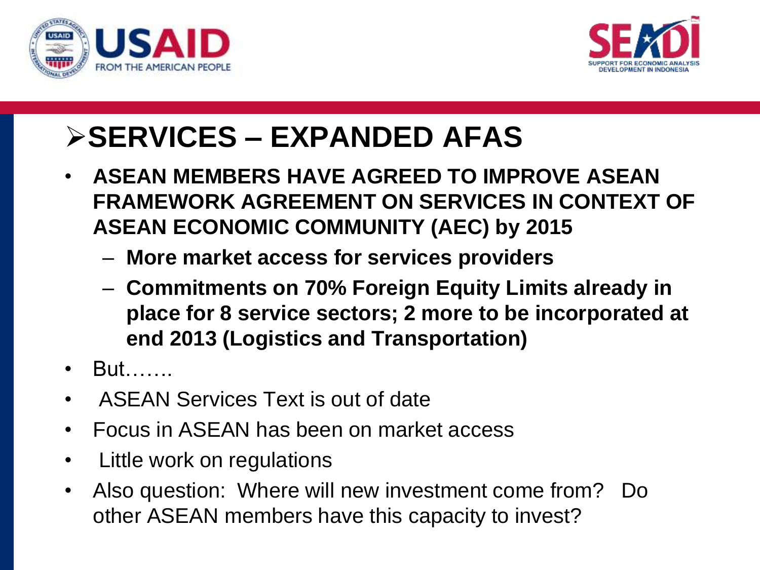## SERVICES – EXPANDED AFAS

- **ASEAN MEMBERS HAVE AGREED TO IMPROVE ASEAN FRAMEWORK AGREEMENT ON SERVICES IN CONTEXT OF ASEAN ECONOMIC COMMUNITY (AEC) by 2015**
  - **More market access for services providers**
  - **Commitments on 70% Foreign Equity Limits already in place for 8 service sectors; 2 more to be incorporated at end 2013 (Logistics and Transportation)**
- But…….
- ASEAN Services Text is out of date
- Focus in ASEAN has been on market access
- Little work on regulations
- Also question: Where will new investment come from? Do other ASEAN members have this capacity to invest?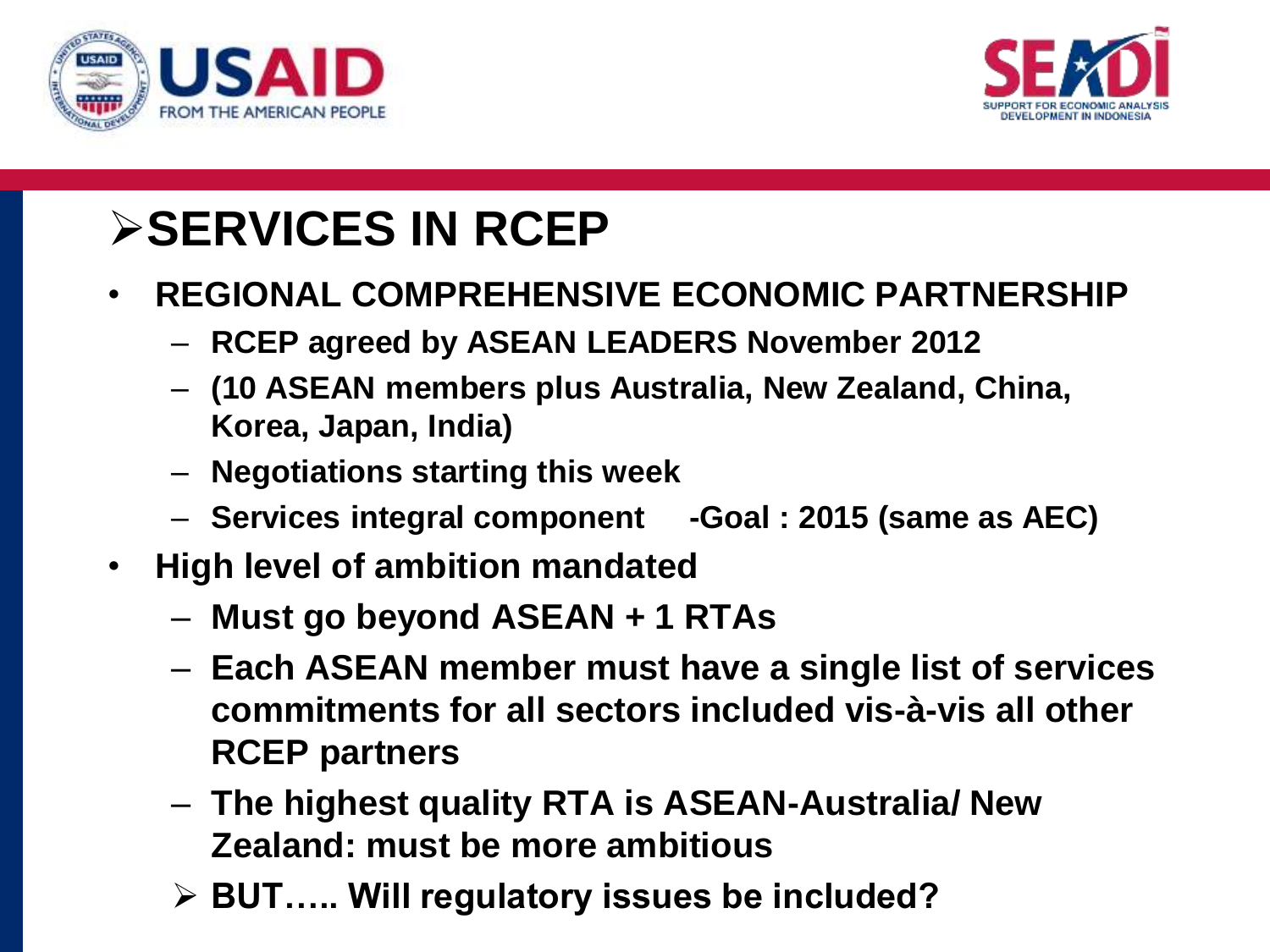# ➢SERVICES IN RCEP

- **REGIONAL COMPREHENSIVE ECONOMIC PARTNERSHIP**
  - **RCEP agreed by ASEAN LEADERS November 2012**
  - **(10 ASEAN members plus Australia, New Zealand, China, Korea, Japan, India)**
  - **Negotiations starting this week**
  - **Services integral component -Goal : 2015 (same as AEC)**
- **High level of ambition mandated**
  - **Must go beyond ASEAN + 1 RTAs**
  - **Each ASEAN member must have a single list of services commitments for all sectors included vis-à-vis all other RCEP partners**
  - **The highest quality RTA is ASEAN-Australia/ New Zealand: must be more ambitious**
  - ➢ **BUT….. Will regulatory issues be included?**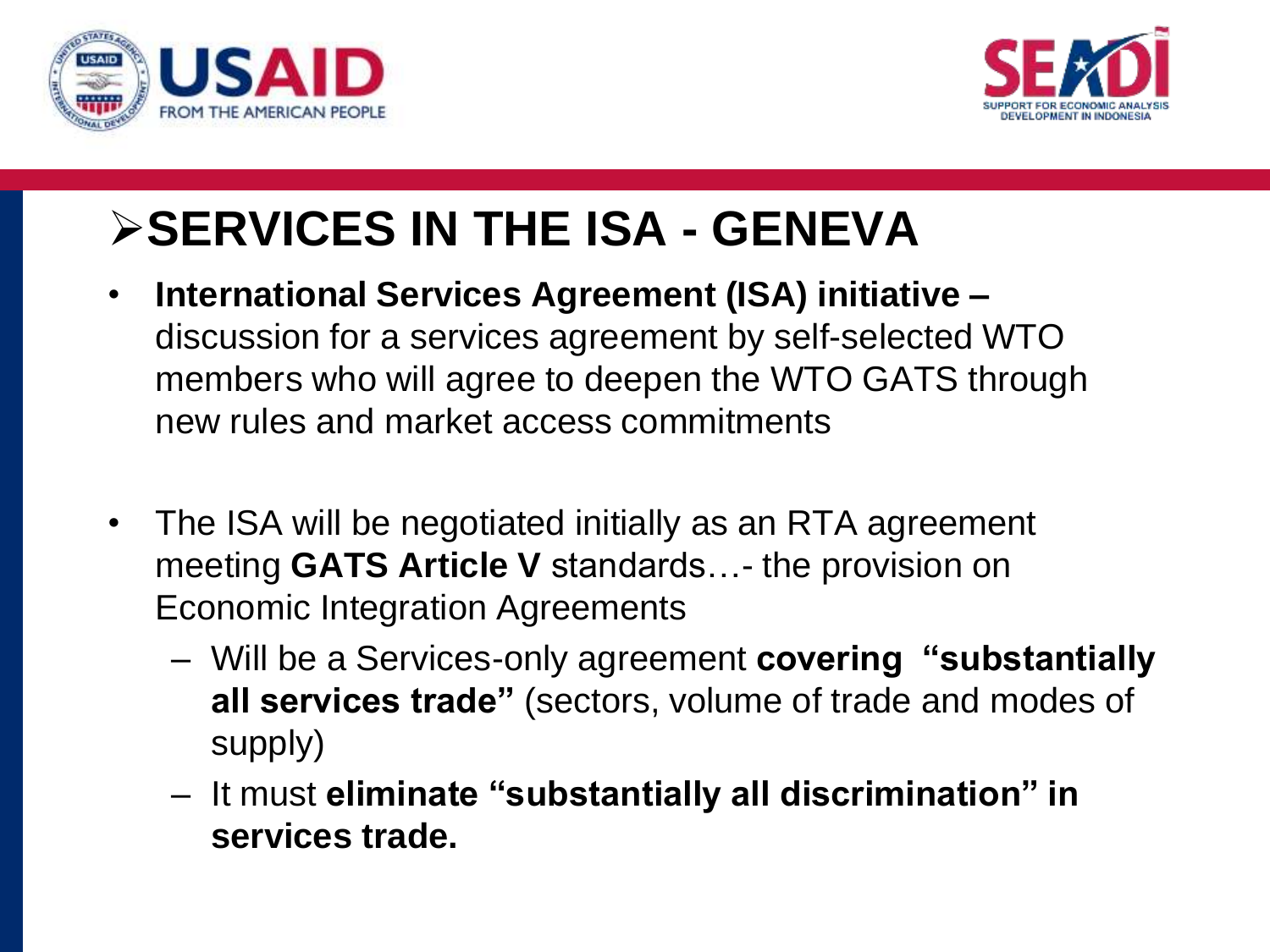## ➢SERVICES IN THE ISA - GENEVA

- **International Services Agreement (ISA) initiative –** discussion for a services agreement by self-selected WTO members who will agree to deepen the WTO GATS through new rules and market access commitments

- The ISA will be negotiated initially as an RTA agreement meeting **GATS Article V** standards…- the provision on Economic Integration Agreements
  - Will be a Services-only agreement **covering "substantially all services trade"** (sectors, volume of trade and modes of supply)
  - It must **eliminate "substantially all discrimination" in services trade.**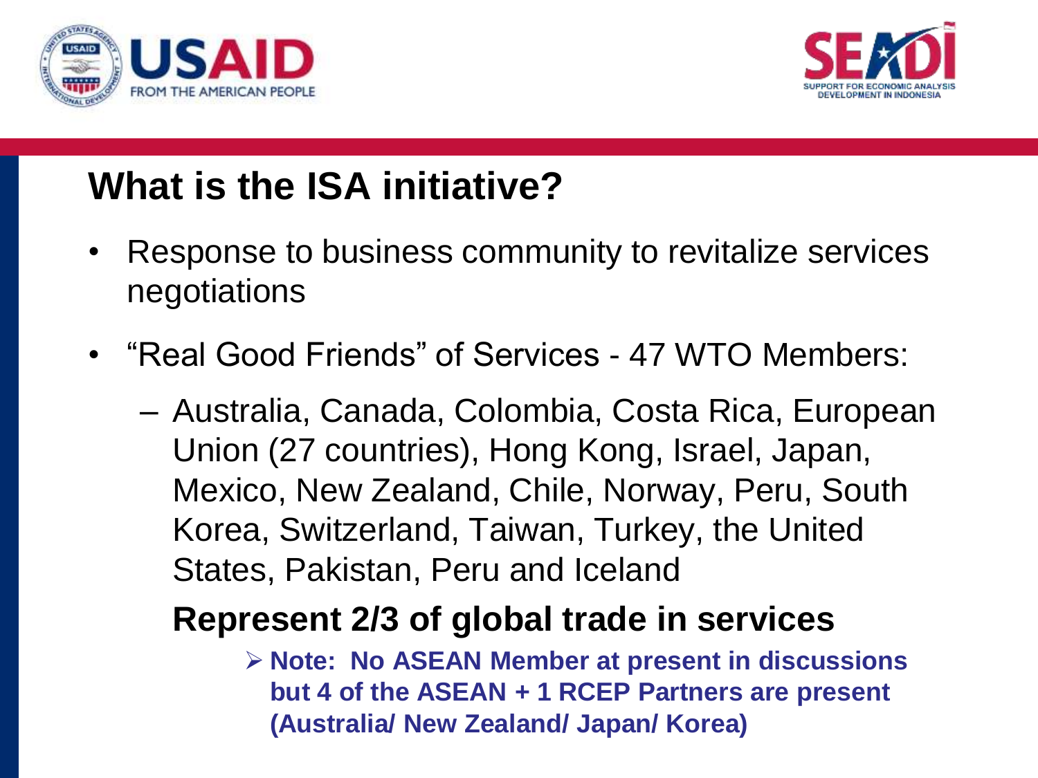## What is the ISA initiative?

- Response to business community to revitalize services negotiations
- "Real Good Friends" of Services - 47 WTO Members:
  - Australia, Canada, Colombia, Costa Rica, European Union (27 countries), Hong Kong, Israel, Japan, Mexico, New Zealand, Chile, Norway, Peru, South Korea, Switzerland, Taiwan, Turkey, the United States, Pakistan, Peru and Iceland

  **Represent 2/3 of global trade in services**

  - **Note: No ASEAN Member at present in discussions but 4 of the ASEAN + 1 RCEP Partners are present (Australia/ New Zealand/ Japan/ Korea)**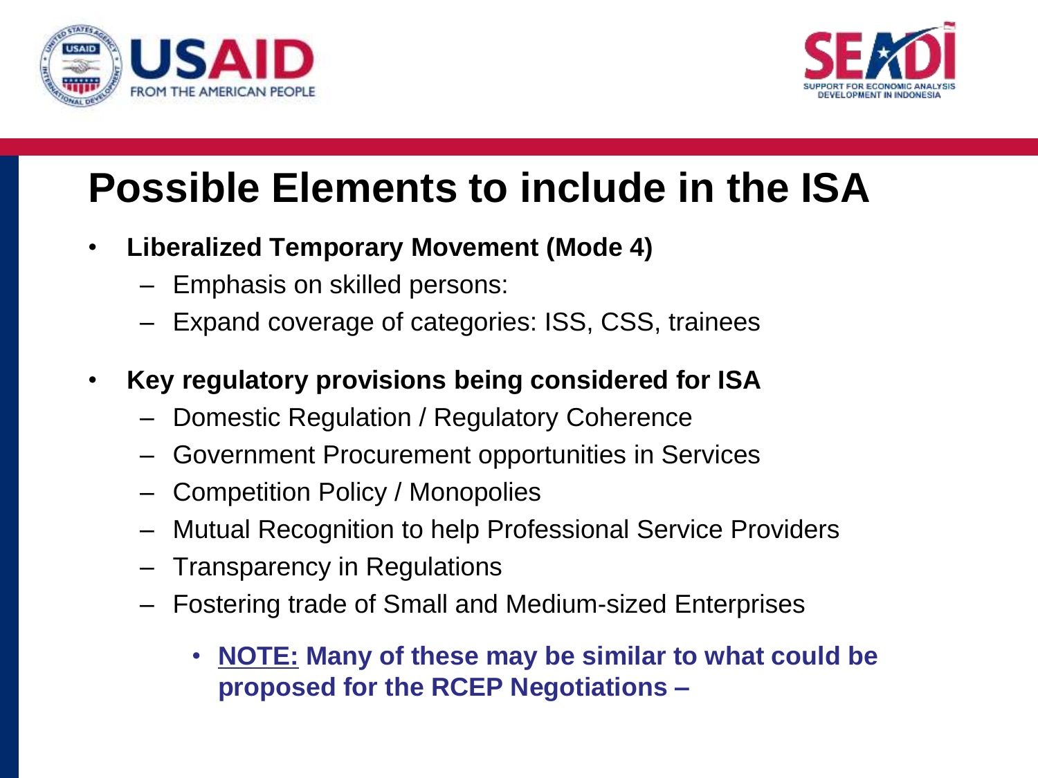# Possible Elements to include in the ISA

- **Liberalized Temporary Movement (Mode 4)**
  - Emphasis on skilled persons:
  - Expand coverage of categories: ISS, CSS, trainees
- **Key regulatory provisions being considered for ISA**
  - Domestic Regulation / Regulatory Coherence
  - Government Procurement opportunities in Services
  - Competition Policy / Monopolies
  - Mutual Recognition to help Professional Service Providers
  - Transparency in Regulations
  - Fostering trade of Small and Medium-sized Enterprises
    - **NOTE: Many of these may be similar to what could be proposed for the RCEP Negotiations –**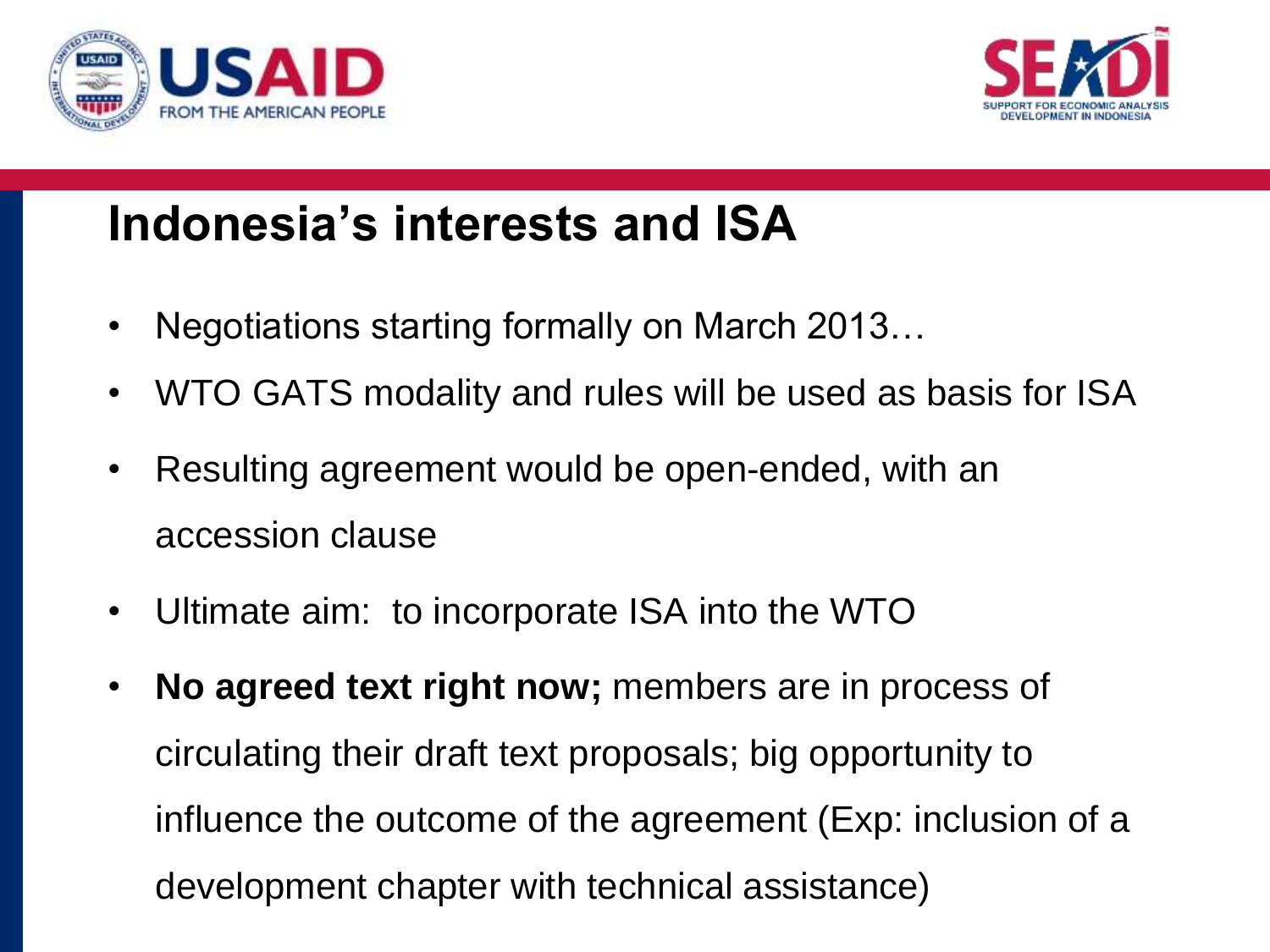# Indonesia's interests and ISA

- Negotiations starting formally on March 2013…
- WTO GATS modality and rules will be used as basis for ISA
- Resulting agreement would be open-ended, with an accession clause
- Ultimate aim: to incorporate ISA into the WTO
- **No agreed text right now;** members are in process of circulating their draft text proposals; big opportunity to influence the outcome of the agreement (Exp: inclusion of a development chapter with technical assistance)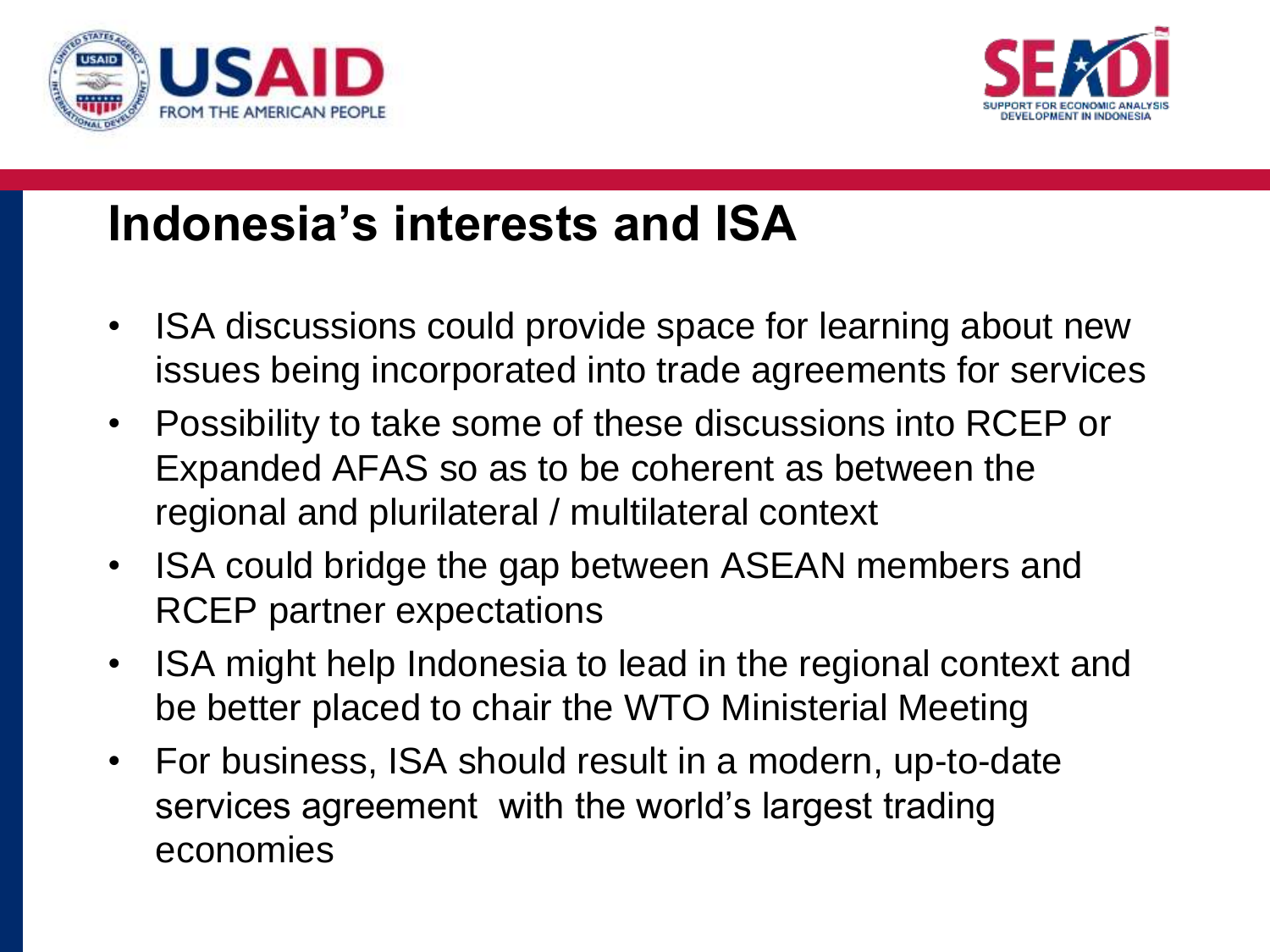# Indonesia's interests and ISA

- ISA discussions could provide space for learning about new issues being incorporated into trade agreements for services
- Possibility to take some of these discussions into RCEP or Expanded AFAS so as to be coherent as between the regional and plurilateral / multilateral context
- ISA could bridge the gap between ASEAN members and RCEP partner expectations
- ISA might help Indonesia to lead in the regional context and be better placed to chair the WTO Ministerial Meeting
- For business, ISA should result in a modern, up-to-date services agreement with the world's largest trading economies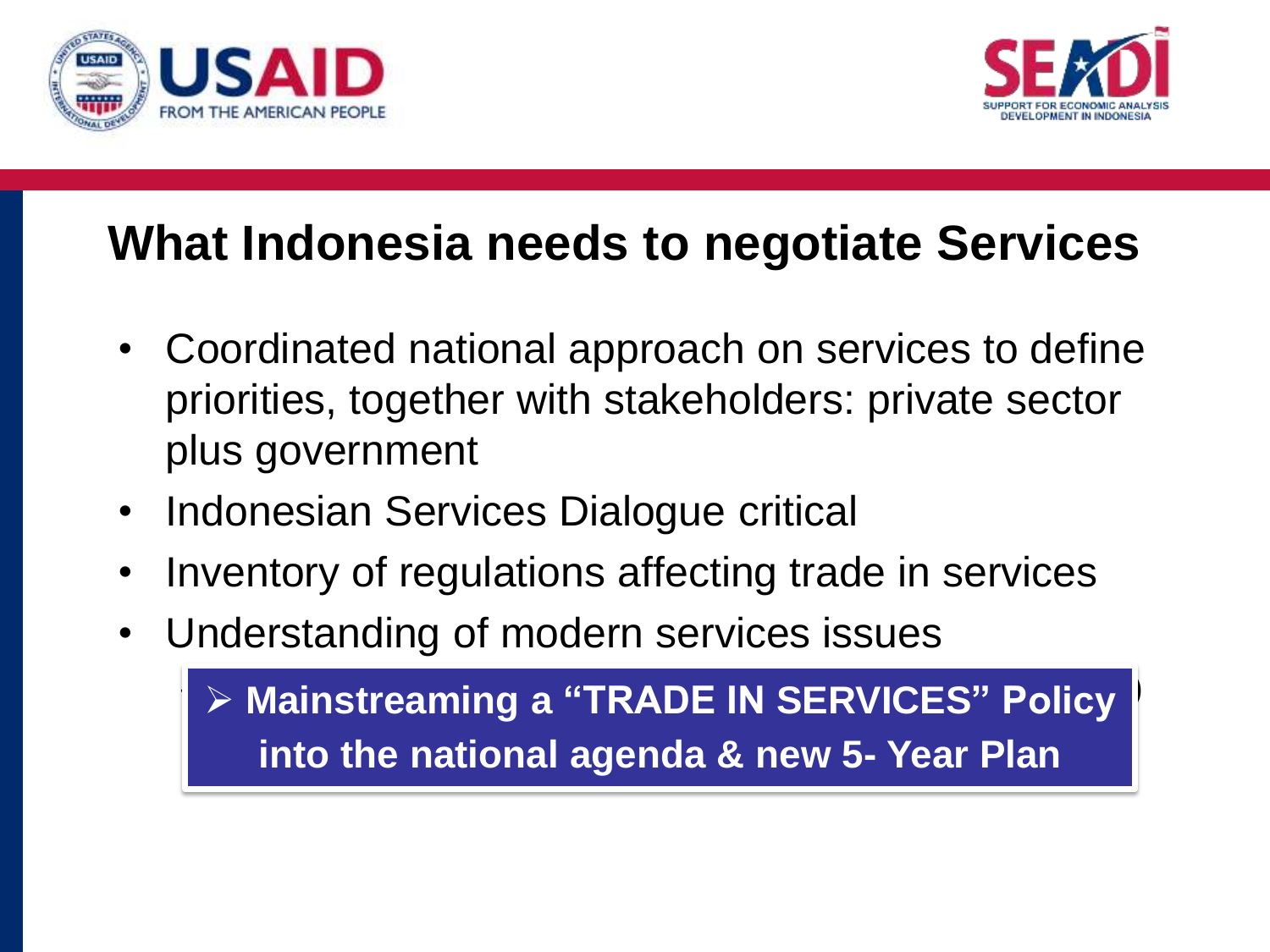# What Indonesia needs to negotiate Services

- Coordinated national approach on services to define priorities, together with stakeholders: private sector plus government
- Indonesian Services Dialogue critical
- Inventory of regulations affecting trade in services
- Understanding of modern services issues

➢ **Mainstreaming a "TRADE IN SERVICES" Policy into the national agenda & new 5- Year Plan**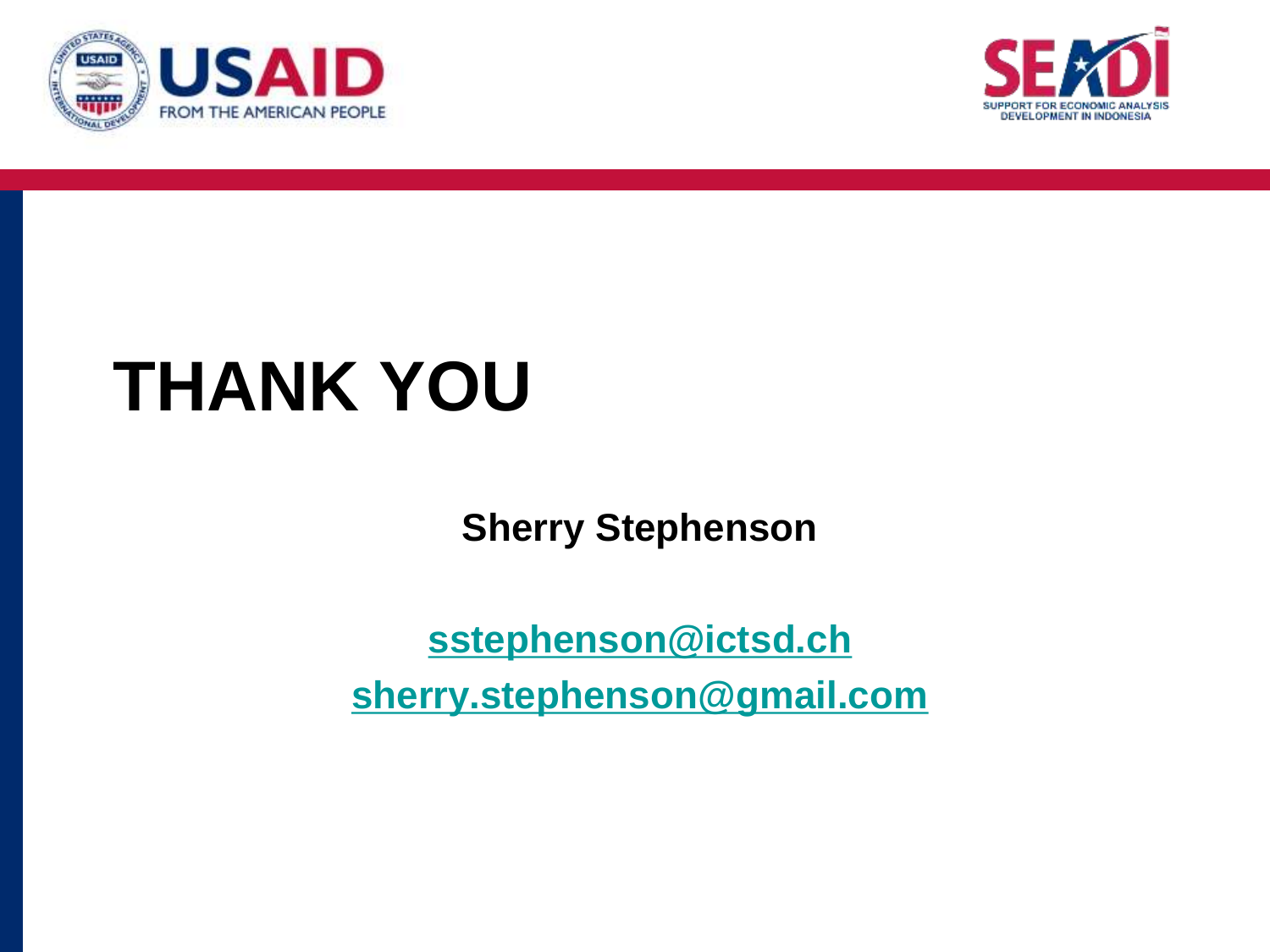# THANK YOU

**Sherry Stephenson**

**sstephenson@ictsd.ch**

**sherry.stephenson@gmail.com**